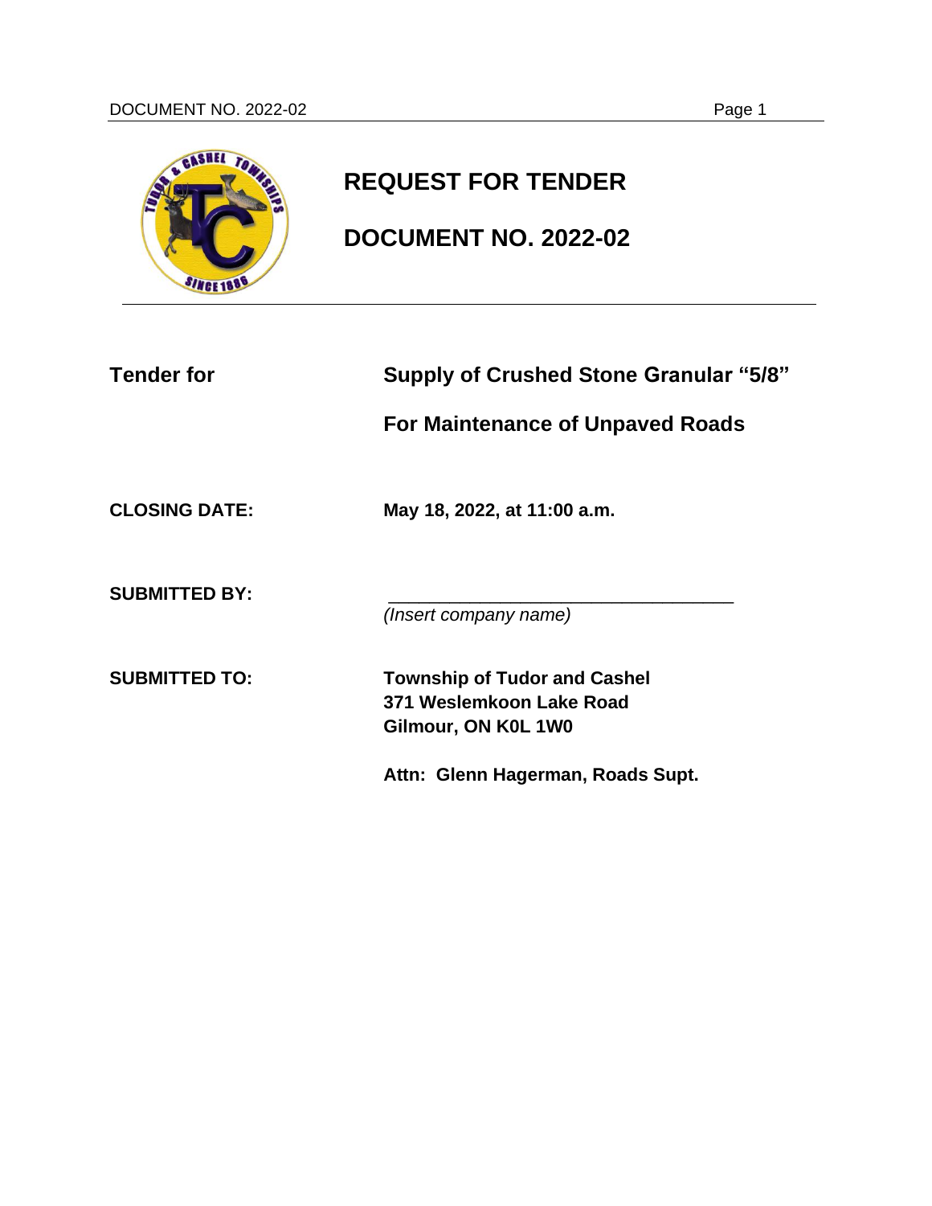# REQUEST FOR TENDER

# DOCUMENT NO. 2022-02

| | |
|---|---|
| **Tender for** | **Supply of Crushed Stone Granular "5/8"** |
| | **For Maintenance of Unpaved Roads** |
| **CLOSING DATE:** | **May 18, 2022, at 11:00 a.m.** |
| **SUBMITTED BY:** | ___________________________________ *(Insert company name)* |
| **SUBMITTED TO:** | **Township of Tudor and Cashel** **371 Weslemkoon Lake Road** **Gilmour, ON K0L 1W0** |
| | **Attn: Glenn Hagerman, Roads Supt.** |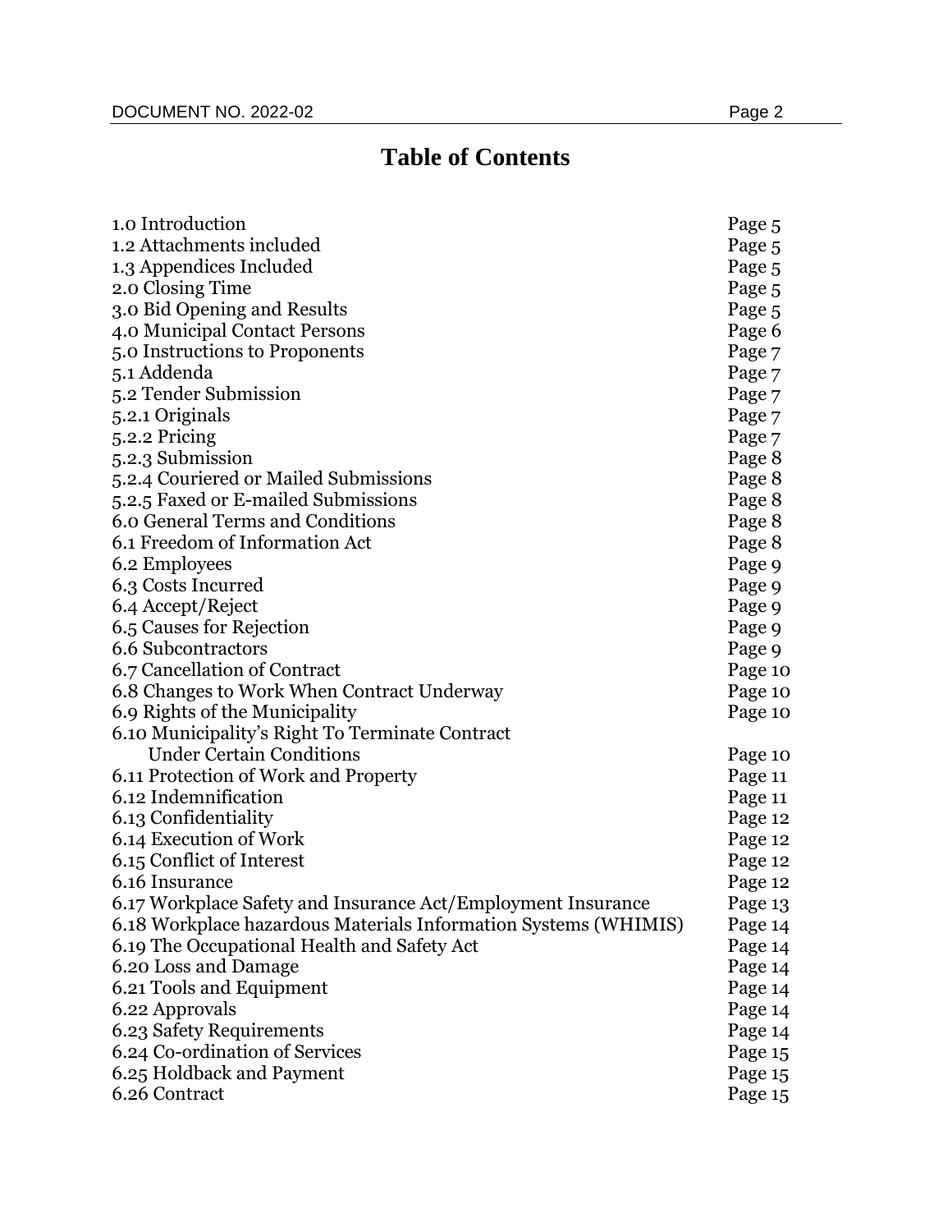# Table of Contents

| | |
|---|---|
| 1.0 Introduction | Page 5 |
| 1.2 Attachments included | Page 5 |
| 1.3 Appendices Included | Page 5 |
| 2.0 Closing Time | Page 5 |
| 3.0 Bid Opening and Results | Page 5 |
| 4.0 Municipal Contact Persons | Page 6 |
| 5.0 Instructions to Proponents | Page 7 |
| 5.1 Addenda | Page 7 |
| 5.2 Tender Submission | Page 7 |
| 5.2.1 Originals | Page 7 |
| 5.2.2 Pricing | Page 7 |
| 5.2.3 Submission | Page 8 |
| 5.2.4 Couriered or Mailed Submissions | Page 8 |
| 5.2.5 Faxed or E-mailed Submissions | Page 8 |
| 6.0 General Terms and Conditions | Page 8 |
| 6.1 Freedom of Information Act | Page 8 |
| 6.2 Employees | Page 9 |
| 6.3 Costs Incurred | Page 9 |
| 6.4 Accept/Reject | Page 9 |
| 6.5 Causes for Rejection | Page 9 |
| 6.6 Subcontractors | Page 9 |
| 6.7 Cancellation of Contract | Page 10 |
| 6.8 Changes to Work When Contract Underway | Page 10 |
| 6.9 Rights of the Municipality | Page 10 |
| 6.10 Municipality's Right To Terminate Contract Under Certain Conditions | Page 10 |
| 6.11 Protection of Work and Property | Page 11 |
| 6.12 Indemnification | Page 11 |
| 6.13 Confidentiality | Page 12 |
| 6.14 Execution of Work | Page 12 |
| 6.15 Conflict of Interest | Page 12 |
| 6.16 Insurance | Page 12 |
| 6.17 Workplace Safety and Insurance Act/Employment Insurance | Page 13 |
| 6.18 Workplace hazardous Materials Information Systems (WHIMIS) | Page 14 |
| 6.19 The Occupational Health and Safety Act | Page 14 |
| 6.20 Loss and Damage | Page 14 |
| 6.21 Tools and Equipment | Page 14 |
| 6.22 Approvals | Page 14 |
| 6.23 Safety Requirements | Page 14 |
| 6.24 Co-ordination of Services | Page 15 |
| 6.25 Holdback and Payment | Page 15 |
| 6.26 Contract | Page 15 |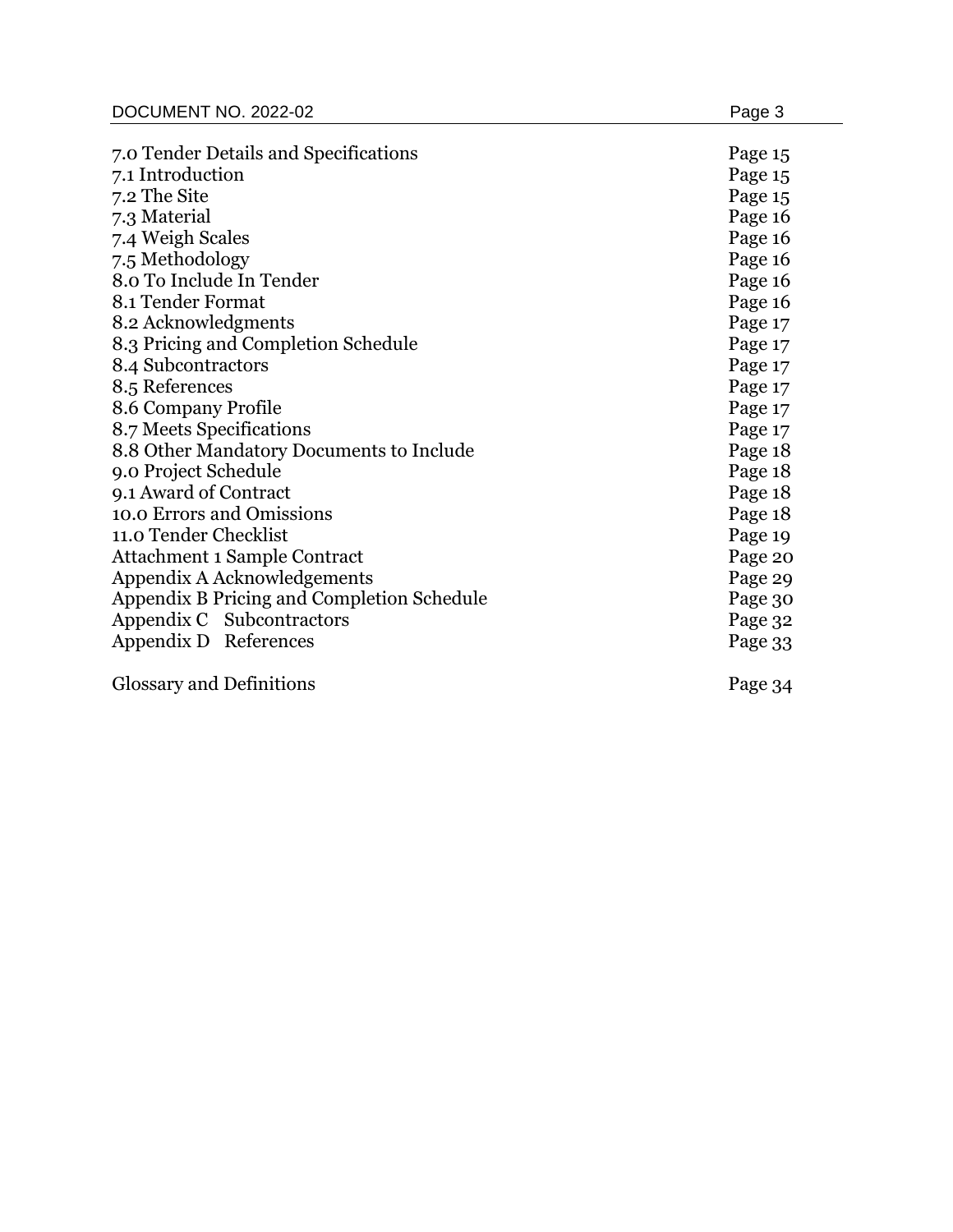| | |
|---|---|
| 7.0 Tender Details and Specifications | Page 15 |
| 7.1 Introduction | Page 15 |
| 7.2 The Site | Page 15 |
| 7.3 Material | Page 16 |
| 7.4 Weigh Scales | Page 16 |
| 7.5 Methodology | Page 16 |
| 8.0 To Include In Tender | Page 16 |
| 8.1 Tender Format | Page 16 |
| 8.2 Acknowledgments | Page 17 |
| 8.3 Pricing and Completion Schedule | Page 17 |
| 8.4 Subcontractors | Page 17 |
| 8.5 References | Page 17 |
| 8.6 Company Profile | Page 17 |
| 8.7 Meets Specifications | Page 17 |
| 8.8 Other Mandatory Documents to Include | Page 18 |
| 9.0 Project Schedule | Page 18 |
| 9.1 Award of Contract | Page 18 |
| 10.0 Errors and Omissions | Page 18 |
| 11.0 Tender Checklist | Page 19 |
| Attachment 1 Sample Contract | Page 20 |
| Appendix A Acknowledgements | Page 29 |
| Appendix B Pricing and Completion Schedule | Page 30 |
| Appendix C Subcontractors | Page 32 |
| Appendix D References | Page 33 |
| Glossary and Definitions | Page 34 |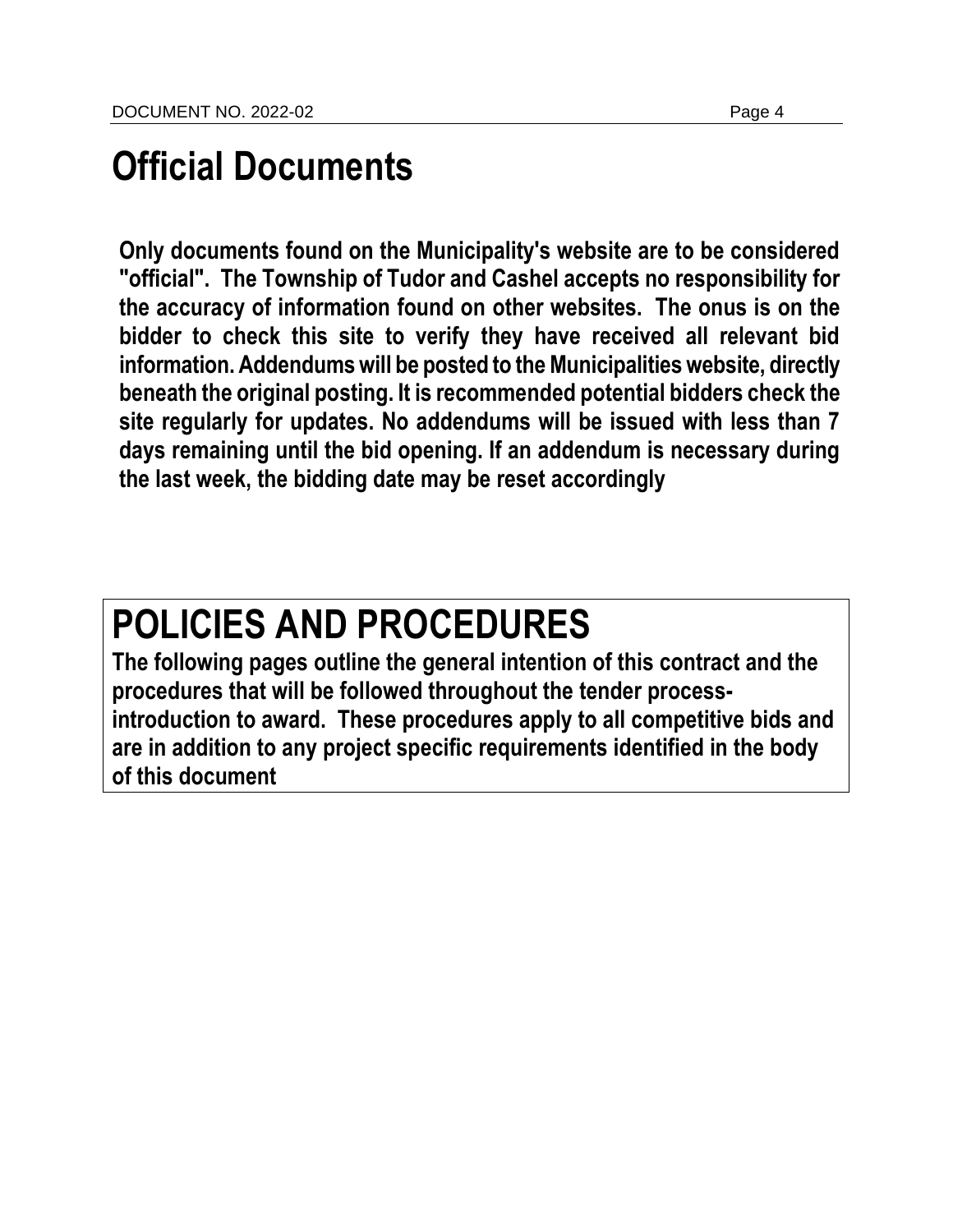# Official Documents

**Only documents found on the Municipality's website are to be considered "official". The Township of Tudor and Cashel accepts no responsibility for the accuracy of information found on other websites. The onus is on the bidder to check this site to verify they have received all relevant bid information. Addendums will be posted to the Municipalities website, directly beneath the original posting. It is recommended potential bidders check the site regularly for updates. No addendums will be issued with less than 7 days remaining until the bid opening. If an addendum is necessary during the last week, the bidding date may be reset accordingly**

# POLICIES AND PROCEDURES

**The following pages outline the general intention of this contract and the procedures that will be followed throughout the tender process-introduction to award. These procedures apply to all competitive bids and are in addition to any project specific requirements identified in the body of this document**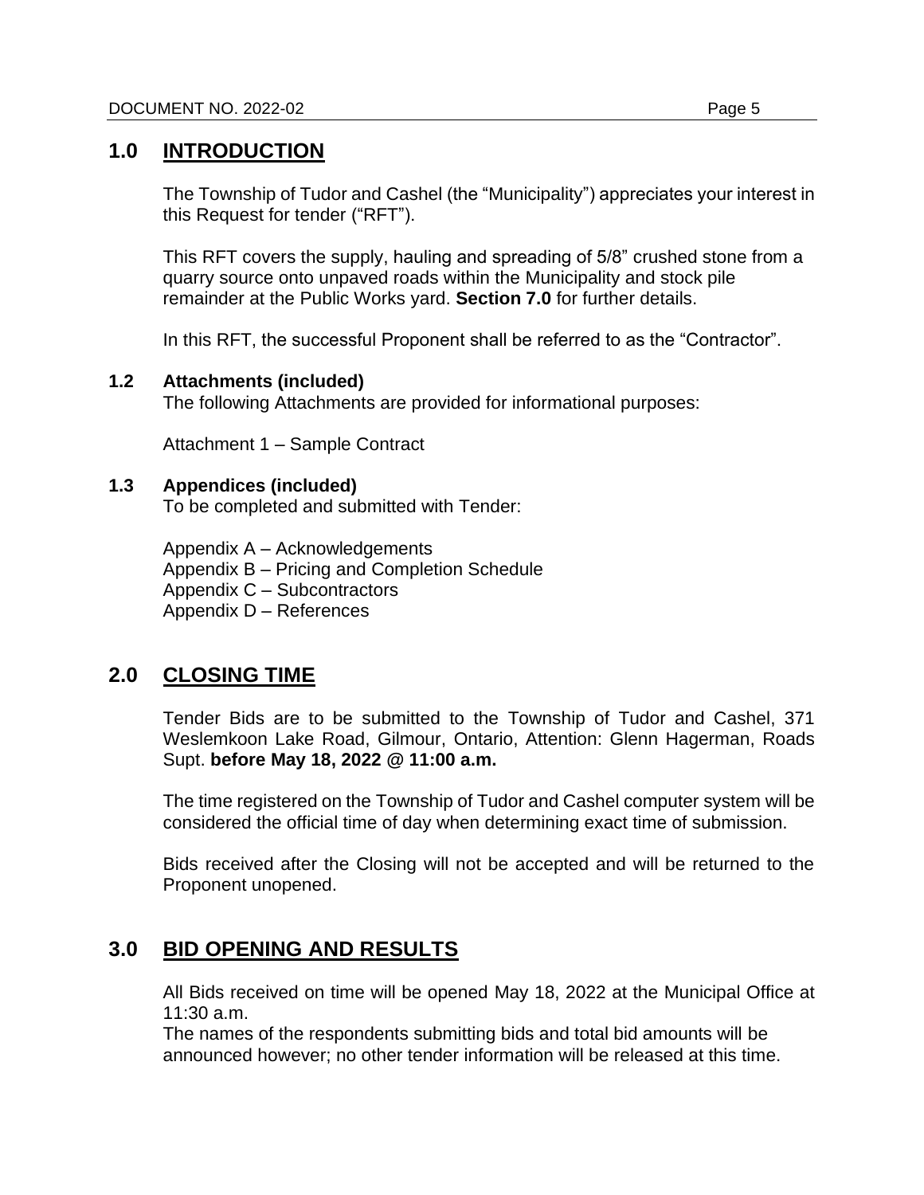## 1.0 INTRODUCTION

The Township of Tudor and Cashel (the "Municipality") appreciates your interest in this Request for tender ("RFT").

This RFT covers the supply, hauling and spreading of 5/8" crushed stone from a quarry source onto unpaved roads within the Municipality and stock pile remainder at the Public Works yard. **Section 7.0** for further details.

In this RFT, the successful Proponent shall be referred to as the "Contractor".

### 1.2 Attachments (included)

The following Attachments are provided for informational purposes:

Attachment 1 – Sample Contract

### 1.3 Appendices (included)

To be completed and submitted with Tender:

Appendix A – Acknowledgements
Appendix B – Pricing and Completion Schedule
Appendix C – Subcontractors
Appendix D – References

## 2.0 CLOSING TIME

Tender Bids are to be submitted to the Township of Tudor and Cashel, 371 Weslemkoon Lake Road, Gilmour, Ontario, Attention: Glenn Hagerman, Roads Supt. **before May 18, 2022 @ 11:00 a.m.**

The time registered on the Township of Tudor and Cashel computer system will be considered the official time of day when determining exact time of submission.

Bids received after the Closing will not be accepted and will be returned to the Proponent unopened.

## 3.0 BID OPENING AND RESULTS

All Bids received on time will be opened May 18, 2022 at the Municipal Office at 11:30 a.m.
The names of the respondents submitting bids and total bid amounts will be announced however; no other tender information will be released at this time.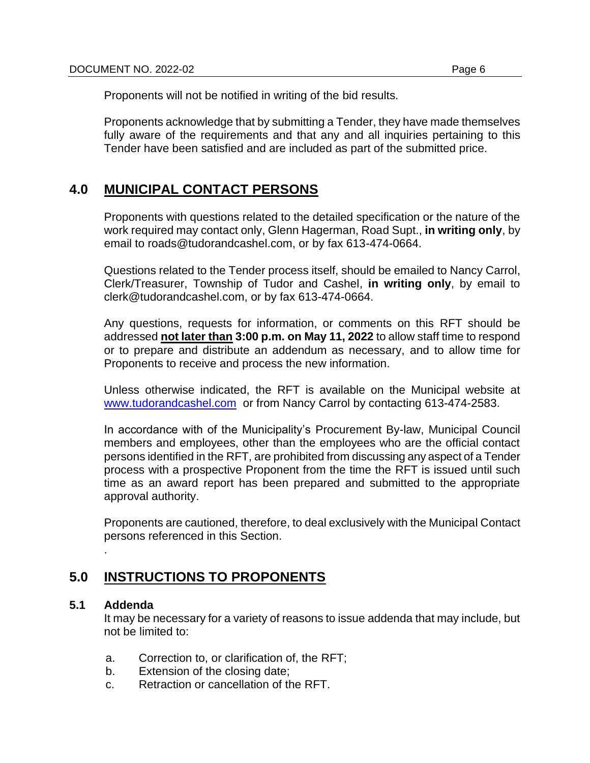Proponents will not be notified in writing of the bid results.

Proponents acknowledge that by submitting a Tender, they have made themselves fully aware of the requirements and that any and all inquiries pertaining to this Tender have been satisfied and are included as part of the submitted price.

## 4.0 MUNICIPAL CONTACT PERSONS

Proponents with questions related to the detailed specification or the nature of the work required may contact only, Glenn Hagerman, Road Supt., **in writing only**, by email to roads@tudorandcashel.com, or by fax 613-474-0664.

Questions related to the Tender process itself, should be emailed to Nancy Carrol, Clerk/Treasurer, Township of Tudor and Cashel, **in writing only**, by email to clerk@tudorandcashel.com, or by fax 613-474-0664.

Any questions, requests for information, or comments on this RFT should be addressed **not later than 3:00 p.m. on May 11, 2022** to allow staff time to respond or to prepare and distribute an addendum as necessary, and to allow time for Proponents to receive and process the new information.

Unless otherwise indicated, the RFT is available on the Municipal website at [www.tudorandcashel.com](http://www.tudorandcashel.com) or from Nancy Carrol by contacting 613-474-2583.

In accordance with of the Municipality's Procurement By-law, Municipal Council members and employees, other than the employees who are the official contact persons identified in the RFT, are prohibited from discussing any aspect of a Tender process with a prospective Proponent from the time the RFT is issued until such time as an award report has been prepared and submitted to the appropriate approval authority.

Proponents are cautioned, therefore, to deal exclusively with the Municipal Contact persons referenced in this Section.

.

## 5.0 INSTRUCTIONS TO PROPONENTS

### 5.1 Addenda

It may be necessary for a variety of reasons to issue addenda that may include, but not be limited to:

a. Correction to, or clarification of, the RFT;
b. Extension of the closing date;
c. Retraction or cancellation of the RFT.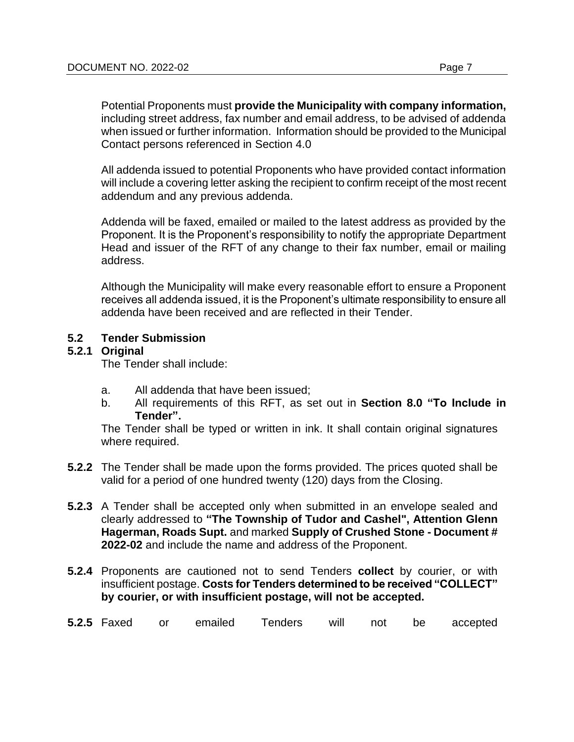Potential Proponents must **provide the Municipality with company information,** including street address, fax number and email address, to be advised of addenda when issued or further information. Information should be provided to the Municipal Contact persons referenced in Section 4.0

All addenda issued to potential Proponents who have provided contact information will include a covering letter asking the recipient to confirm receipt of the most recent addendum and any previous addenda.

Addenda will be faxed, emailed or mailed to the latest address as provided by the Proponent. It is the Proponent's responsibility to notify the appropriate Department Head and issuer of the RFT of any change to their fax number, email or mailing address.

Although the Municipality will make every reasonable effort to ensure a Proponent receives all addenda issued, it is the Proponent's ultimate responsibility to ensure all addenda have been received and are reflected in their Tender.

## 5.2 Tender Submission

### 5.2.1 Original

The Tender shall include:

a. All addenda that have been issued;
b. All requirements of this RFT, as set out in **Section 8.0 "To Include in Tender".**

The Tender shall be typed or written in ink. It shall contain original signatures where required.

**5.2.2** The Tender shall be made upon the forms provided. The prices quoted shall be valid for a period of one hundred twenty (120) days from the Closing.

**5.2.3** A Tender shall be accepted only when submitted in an envelope sealed and clearly addressed to **"The Township of Tudor and Cashel", Attention Glenn Hagerman, Roads Supt.** and marked **Supply of Crushed Stone - Document # 2022-02** and include the name and address of the Proponent.

**5.2.4** Proponents are cautioned not to send Tenders **collect** by courier, or with insufficient postage. **Costs for Tenders determined to be received "COLLECT" by courier, or with insufficient postage, will not be accepted.**

**5.2.5** Faxed or emailed Tenders will not be accepted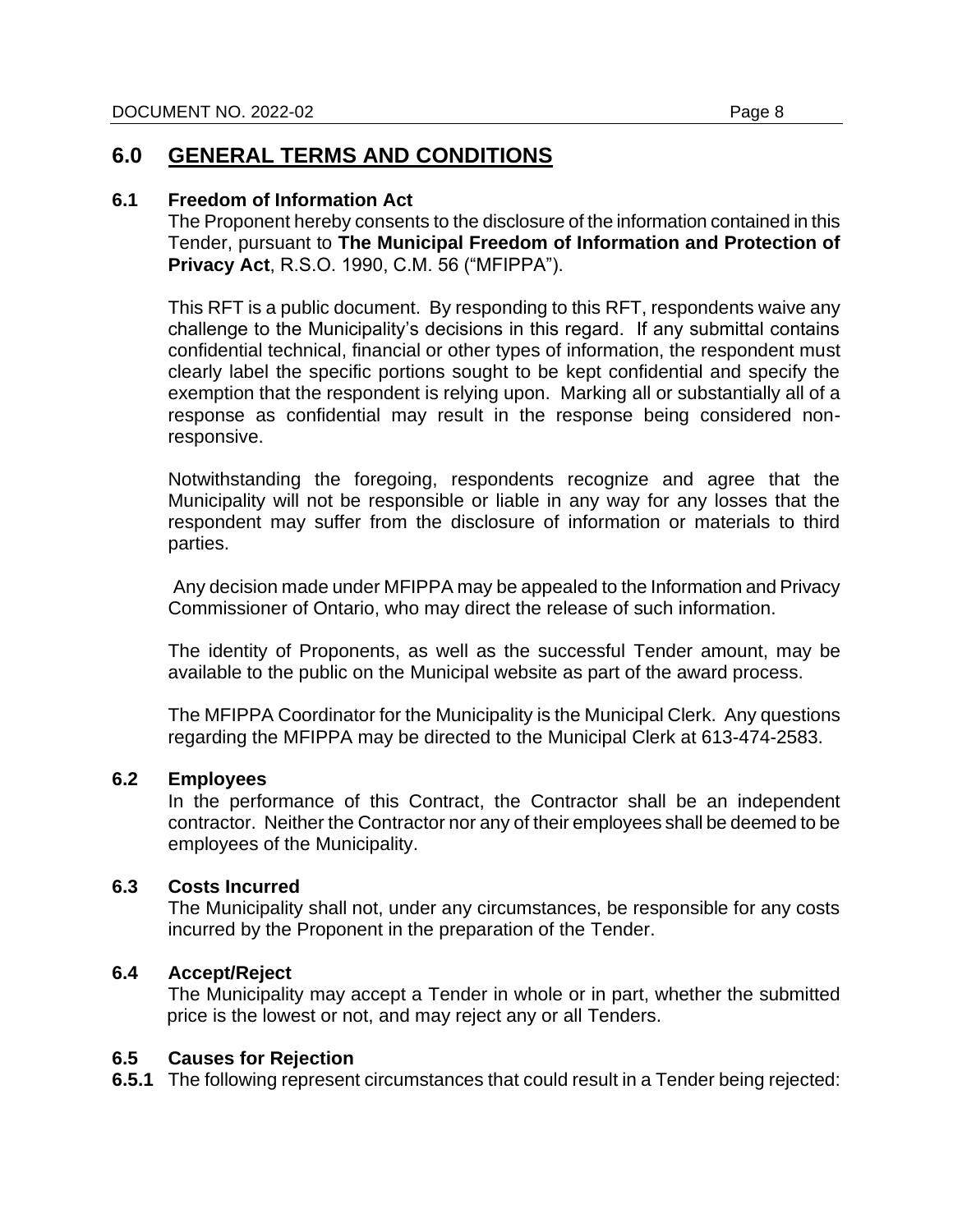## 6.0 GENERAL TERMS AND CONDITIONS

### 6.1 Freedom of Information Act

The Proponent hereby consents to the disclosure of the information contained in this Tender, pursuant to **The Municipal Freedom of Information and Protection of Privacy Act**, R.S.O. 1990, C.M. 56 ("MFIPPA").

This RFT is a public document. By responding to this RFT, respondents waive any challenge to the Municipality's decisions in this regard. If any submittal contains confidential technical, financial or other types of information, the respondent must clearly label the specific portions sought to be kept confidential and specify the exemption that the respondent is relying upon. Marking all or substantially all of a response as confidential may result in the response being considered non-responsive.

Notwithstanding the foregoing, respondents recognize and agree that the Municipality will not be responsible or liable in any way for any losses that the respondent may suffer from the disclosure of information or materials to third parties.

Any decision made under MFIPPA may be appealed to the Information and Privacy Commissioner of Ontario, who may direct the release of such information.

The identity of Proponents, as well as the successful Tender amount, may be available to the public on the Municipal website as part of the award process.

The MFIPPA Coordinator for the Municipality is the Municipal Clerk. Any questions regarding the MFIPPA may be directed to the Municipal Clerk at 613-474-2583.

### 6.2 Employees

In the performance of this Contract, the Contractor shall be an independent contractor. Neither the Contractor nor any of their employees shall be deemed to be employees of the Municipality.

### 6.3 Costs Incurred

The Municipality shall not, under any circumstances, be responsible for any costs incurred by the Proponent in the preparation of the Tender.

### 6.4 Accept/Reject

The Municipality may accept a Tender in whole or in part, whether the submitted price is the lowest or not, and may reject any or all Tenders.

### 6.5 Causes for Rejection

**6.5.1** The following represent circumstances that could result in a Tender being rejected: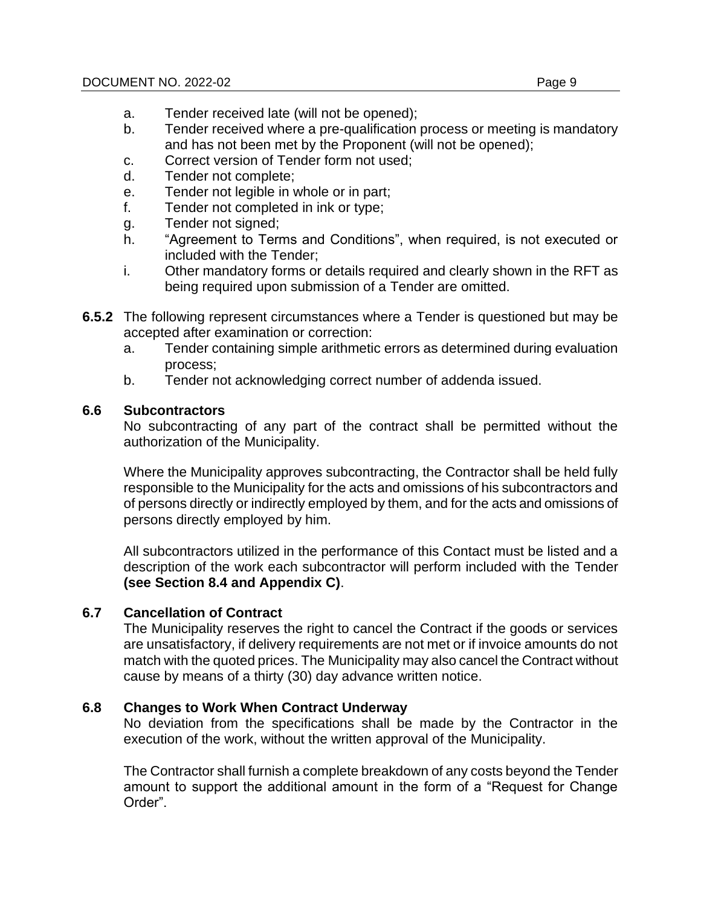a. Tender received late (will not be opened);
b. Tender received where a pre-qualification process or meeting is mandatory and has not been met by the Proponent (will not be opened);
c. Correct version of Tender form not used;
d. Tender not complete;
e. Tender not legible in whole or in part;
f. Tender not completed in ink or type;
g. Tender not signed;
h. "Agreement to Terms and Conditions", when required, is not executed or included with the Tender;
i. Other mandatory forms or details required and clearly shown in the RFT as being required upon submission of a Tender are omitted.

**6.5.2** The following represent circumstances where a Tender is questioned but may be accepted after examination or correction:

a. Tender containing simple arithmetic errors as determined during evaluation process;
b. Tender not acknowledging correct number of addenda issued.

### 6.6 Subcontractors

No subcontracting of any part of the contract shall be permitted without the authorization of the Municipality.

Where the Municipality approves subcontracting, the Contractor shall be held fully responsible to the Municipality for the acts and omissions of his subcontractors and of persons directly or indirectly employed by them, and for the acts and omissions of persons directly employed by him.

All subcontractors utilized in the performance of this Contact must be listed and a description of the work each subcontractor will perform included with the Tender **(see Section 8.4 and Appendix C)**.

### 6.7 Cancellation of Contract

The Municipality reserves the right to cancel the Contract if the goods or services are unsatisfactory, if delivery requirements are not met or if invoice amounts do not match with the quoted prices. The Municipality may also cancel the Contract without cause by means of a thirty (30) day advance written notice.

### 6.8 Changes to Work When Contract Underway

No deviation from the specifications shall be made by the Contractor in the execution of the work, without the written approval of the Municipality.

The Contractor shall furnish a complete breakdown of any costs beyond the Tender amount to support the additional amount in the form of a "Request for Change Order".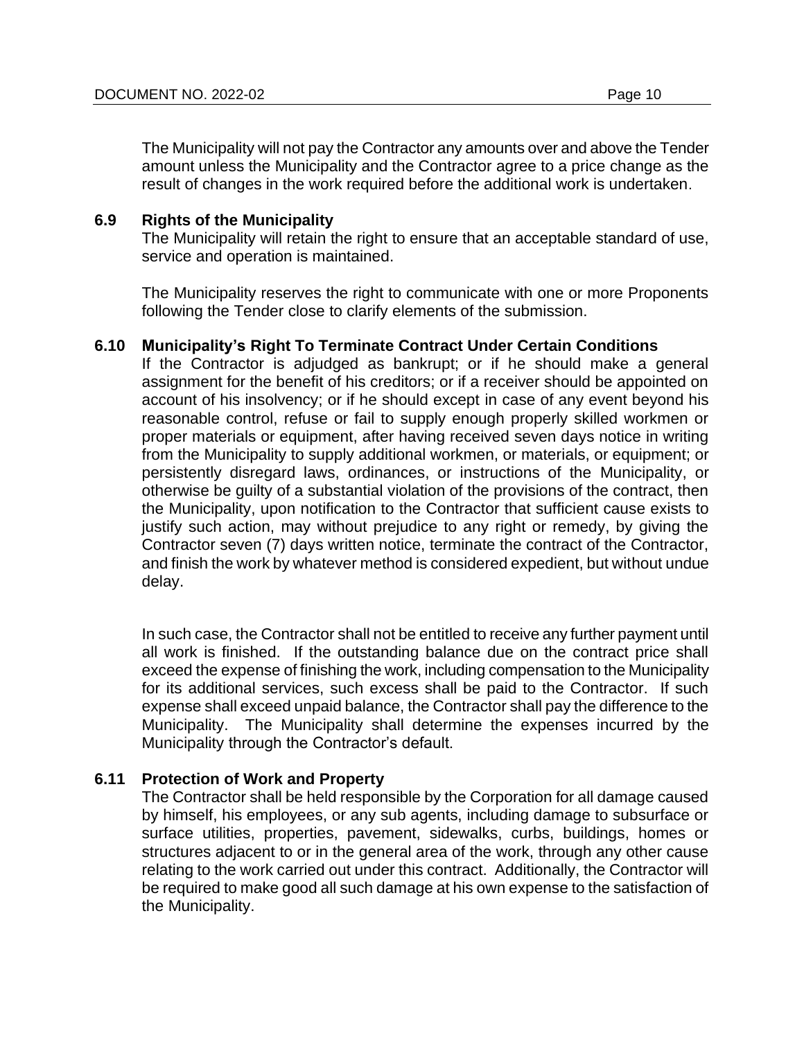The Municipality will not pay the Contractor any amounts over and above the Tender amount unless the Municipality and the Contractor agree to a price change as the result of changes in the work required before the additional work is undertaken.

### 6.9 Rights of the Municipality

The Municipality will retain the right to ensure that an acceptable standard of use, service and operation is maintained.

The Municipality reserves the right to communicate with one or more Proponents following the Tender close to clarify elements of the submission.

### 6.10 Municipality's Right To Terminate Contract Under Certain Conditions

If the Contractor is adjudged as bankrupt; or if he should make a general assignment for the benefit of his creditors; or if a receiver should be appointed on account of his insolvency; or if he should except in case of any event beyond his reasonable control, refuse or fail to supply enough properly skilled workmen or proper materials or equipment, after having received seven days notice in writing from the Municipality to supply additional workmen, or materials, or equipment; or persistently disregard laws, ordinances, or instructions of the Municipality, or otherwise be guilty of a substantial violation of the provisions of the contract, then the Municipality, upon notification to the Contractor that sufficient cause exists to justify such action, may without prejudice to any right or remedy, by giving the Contractor seven (7) days written notice, terminate the contract of the Contractor, and finish the work by whatever method is considered expedient, but without undue delay.

In such case, the Contractor shall not be entitled to receive any further payment until all work is finished. If the outstanding balance due on the contract price shall exceed the expense of finishing the work, including compensation to the Municipality for its additional services, such excess shall be paid to the Contractor. If such expense shall exceed unpaid balance, the Contractor shall pay the difference to the Municipality. The Municipality shall determine the expenses incurred by the Municipality through the Contractor's default.

### 6.11 Protection of Work and Property

The Contractor shall be held responsible by the Corporation for all damage caused by himself, his employees, or any sub agents, including damage to subsurface or surface utilities, properties, pavement, sidewalks, curbs, buildings, homes or structures adjacent to or in the general area of the work, through any other cause relating to the work carried out under this contract. Additionally, the Contractor will be required to make good all such damage at his own expense to the satisfaction of the Municipality.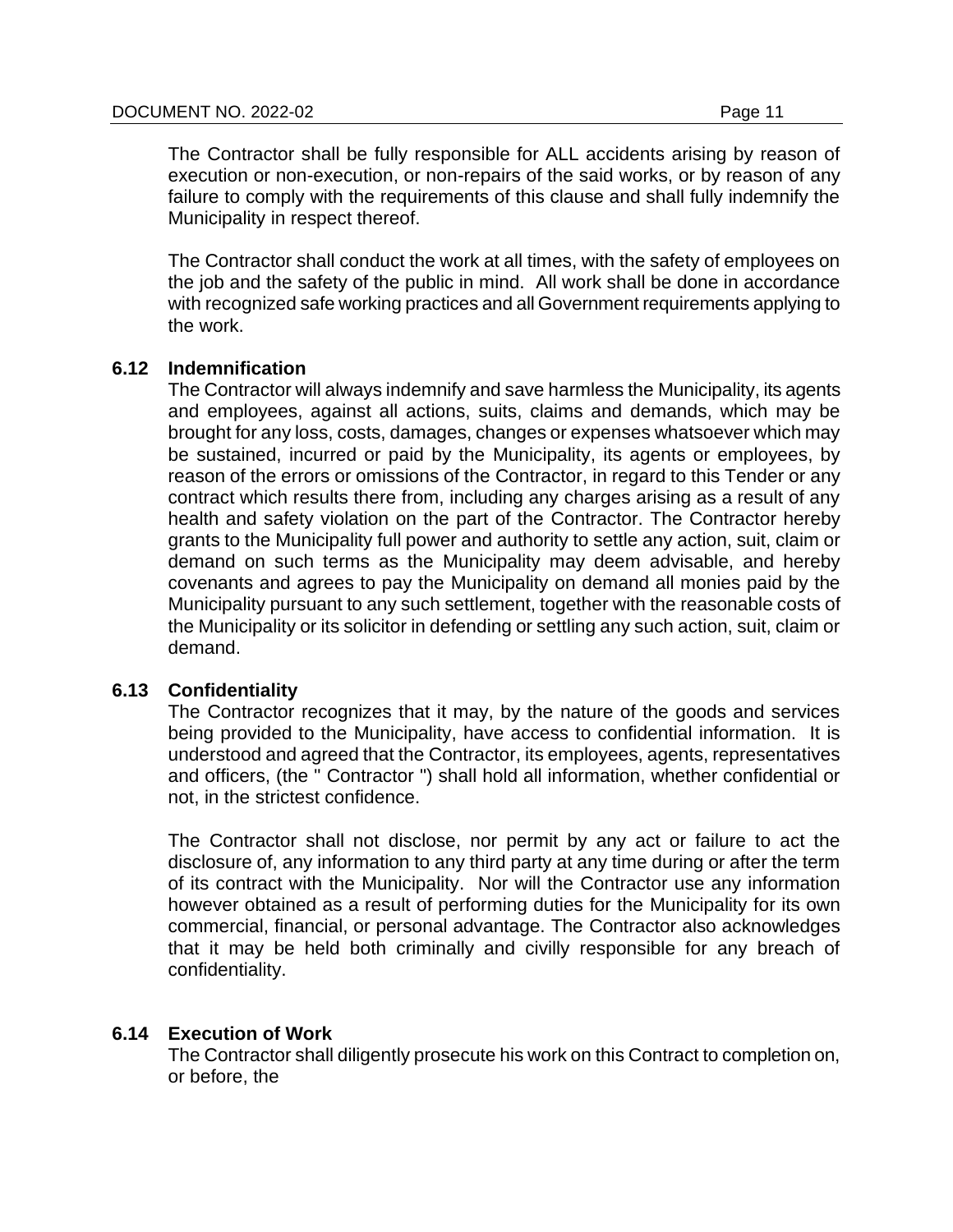The Contractor shall be fully responsible for ALL accidents arising by reason of execution or non-execution, or non-repairs of the said works, or by reason of any failure to comply with the requirements of this clause and shall fully indemnify the Municipality in respect thereof.

The Contractor shall conduct the work at all times, with the safety of employees on the job and the safety of the public in mind. All work shall be done in accordance with recognized safe working practices and all Government requirements applying to the work.

### 6.12 Indemnification

The Contractor will always indemnify and save harmless the Municipality, its agents and employees, against all actions, suits, claims and demands, which may be brought for any loss, costs, damages, changes or expenses whatsoever which may be sustained, incurred or paid by the Municipality, its agents or employees, by reason of the errors or omissions of the Contractor, in regard to this Tender or any contract which results there from, including any charges arising as a result of any health and safety violation on the part of the Contractor. The Contractor hereby grants to the Municipality full power and authority to settle any action, suit, claim or demand on such terms as the Municipality may deem advisable, and hereby covenants and agrees to pay the Municipality on demand all monies paid by the Municipality pursuant to any such settlement, together with the reasonable costs of the Municipality or its solicitor in defending or settling any such action, suit, claim or demand.

### 6.13 Confidentiality

The Contractor recognizes that it may, by the nature of the goods and services being provided to the Municipality, have access to confidential information. It is understood and agreed that the Contractor, its employees, agents, representatives and officers, (the " Contractor ") shall hold all information, whether confidential or not, in the strictest confidence.

The Contractor shall not disclose, nor permit by any act or failure to act the disclosure of, any information to any third party at any time during or after the term of its contract with the Municipality. Nor will the Contractor use any information however obtained as a result of performing duties for the Municipality for its own commercial, financial, or personal advantage. The Contractor also acknowledges that it may be held both criminally and civilly responsible for any breach of confidentiality.

### 6.14 Execution of Work

The Contractor shall diligently prosecute his work on this Contract to completion on, or before, the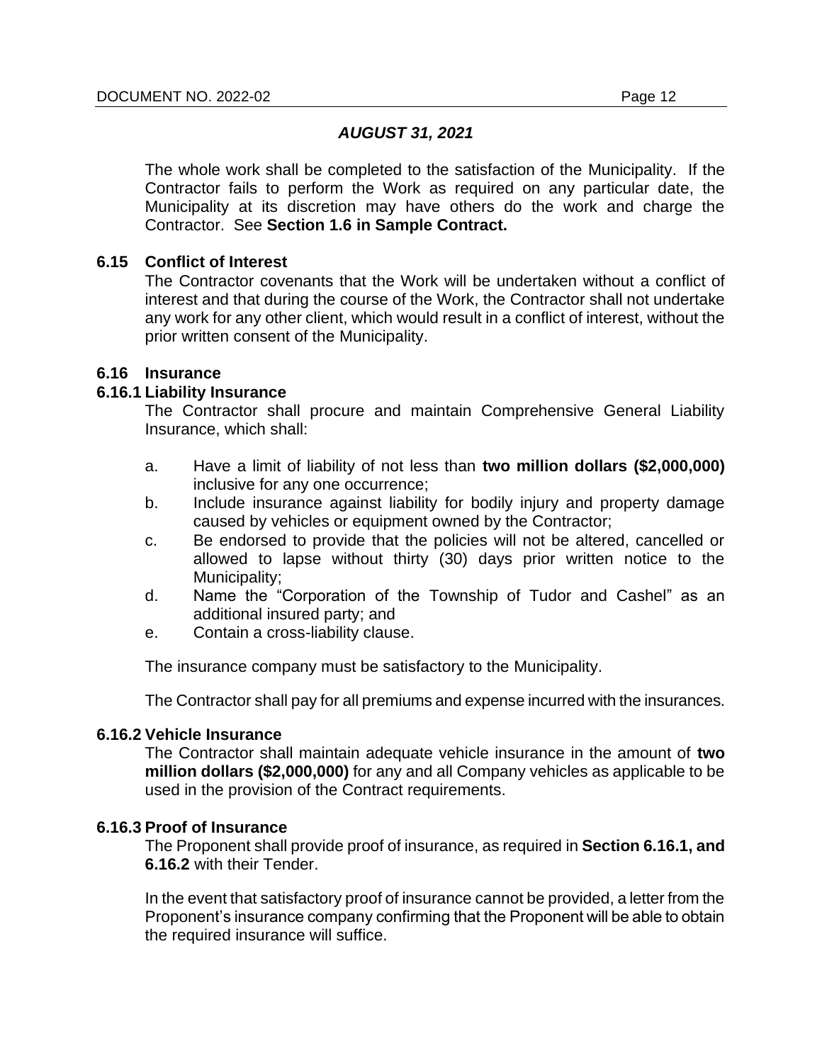*AUGUST 31, 2021*

The whole work shall be completed to the satisfaction of the Municipality. If the Contractor fails to perform the Work as required on any particular date, the Municipality at its discretion may have others do the work and charge the Contractor. See **Section 1.6 in Sample Contract.**

### 6.15 Conflict of Interest

The Contractor covenants that the Work will be undertaken without a conflict of interest and that during the course of the Work, the Contractor shall not undertake any work for any other client, which would result in a conflict of interest, without the prior written consent of the Municipality.

### 6.16 Insurance

#### 6.16.1 Liability Insurance

The Contractor shall procure and maintain Comprehensive General Liability Insurance, which shall:

a. Have a limit of liability of not less than **two million dollars ($2,000,000)** inclusive for any one occurrence;
b. Include insurance against liability for bodily injury and property damage caused by vehicles or equipment owned by the Contractor;
c. Be endorsed to provide that the policies will not be altered, cancelled or allowed to lapse without thirty (30) days prior written notice to the Municipality;
d. Name the "Corporation of the Township of Tudor and Cashel" as an additional insured party; and
e. Contain a cross-liability clause.

The insurance company must be satisfactory to the Municipality.

The Contractor shall pay for all premiums and expense incurred with the insurances.

#### 6.16.2 Vehicle Insurance

The Contractor shall maintain adequate vehicle insurance in the amount of **two million dollars ($2,000,000)** for any and all Company vehicles as applicable to be used in the provision of the Contract requirements.

#### 6.16.3 Proof of Insurance

The Proponent shall provide proof of insurance, as required in **Section 6.16.1, and 6.16.2** with their Tender.

In the event that satisfactory proof of insurance cannot be provided, a letter from the Proponent's insurance company confirming that the Proponent will be able to obtain the required insurance will suffice.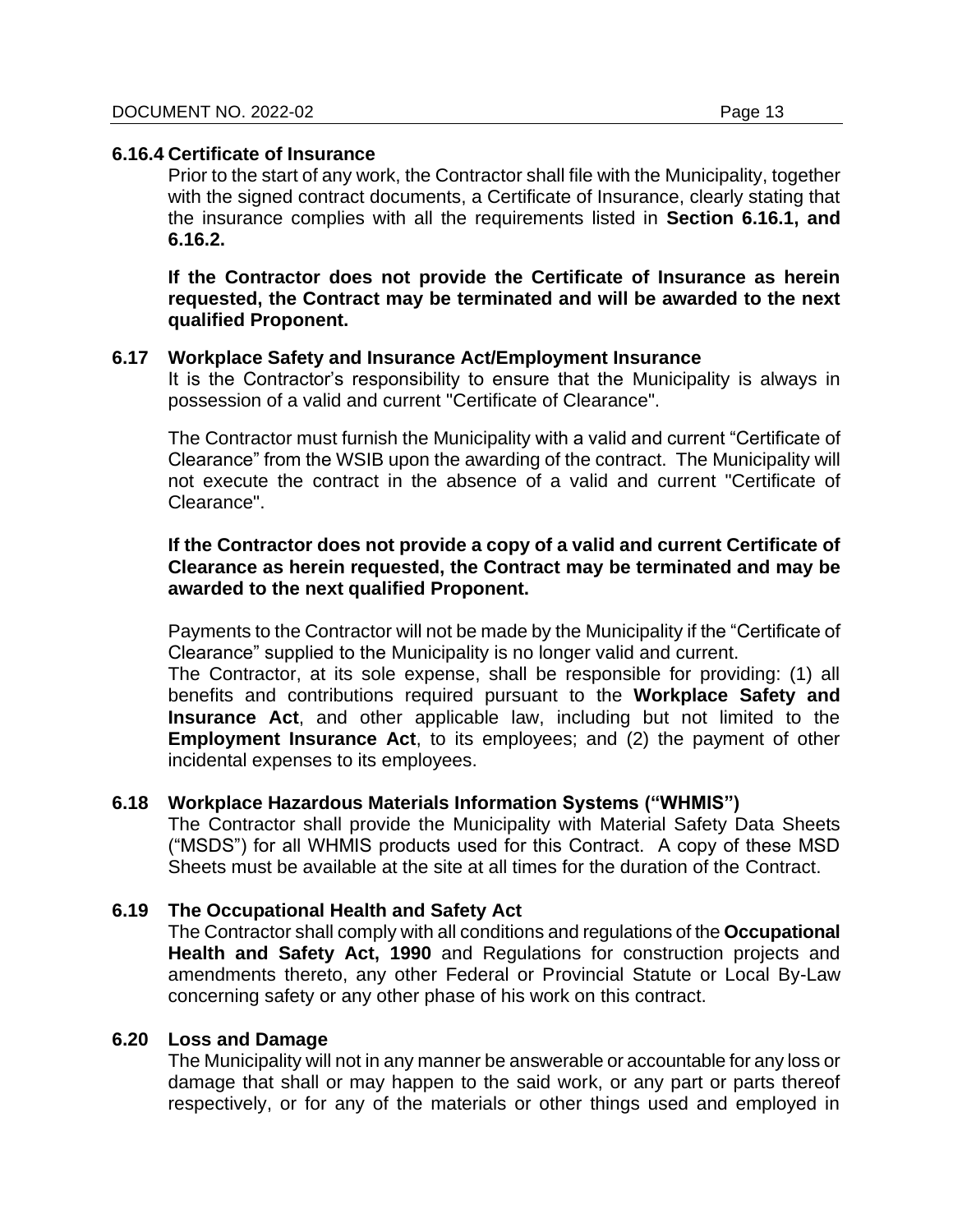### 6.16.4 Certificate of Insurance

Prior to the start of any work, the Contractor shall file with the Municipality, together with the signed contract documents, a Certificate of Insurance, clearly stating that the insurance complies with all the requirements listed in **Section 6.16.1, and 6.16.2.**

**If the Contractor does not provide the Certificate of Insurance as herein requested, the Contract may be terminated and will be awarded to the next qualified Proponent.**

### 6.17 Workplace Safety and Insurance Act/Employment Insurance

It is the Contractor's responsibility to ensure that the Municipality is always in possession of a valid and current "Certificate of Clearance".

The Contractor must furnish the Municipality with a valid and current "Certificate of Clearance" from the WSIB upon the awarding of the contract. The Municipality will not execute the contract in the absence of a valid and current "Certificate of Clearance".

**If the Contractor does not provide a copy of a valid and current Certificate of Clearance as herein requested, the Contract may be terminated and may be awarded to the next qualified Proponent.**

Payments to the Contractor will not be made by the Municipality if the "Certificate of Clearance" supplied to the Municipality is no longer valid and current.
The Contractor, at its sole expense, shall be responsible for providing: (1) all benefits and contributions required pursuant to the **Workplace Safety and Insurance Act**, and other applicable law, including but not limited to the **Employment Insurance Act**, to its employees; and (2) the payment of other incidental expenses to its employees.

### 6.18 Workplace Hazardous Materials Information Systems ("WHMIS")

The Contractor shall provide the Municipality with Material Safety Data Sheets ("MSDS") for all WHMIS products used for this Contract. A copy of these MSD Sheets must be available at the site at all times for the duration of the Contract.

### 6.19 The Occupational Health and Safety Act

The Contractor shall comply with all conditions and regulations of the **Occupational Health and Safety Act, 1990** and Regulations for construction projects and amendments thereto, any other Federal or Provincial Statute or Local By-Law concerning safety or any other phase of his work on this contract.

### 6.20 Loss and Damage

The Municipality will not in any manner be answerable or accountable for any loss or damage that shall or may happen to the said work, or any part or parts thereof respectively, or for any of the materials or other things used and employed in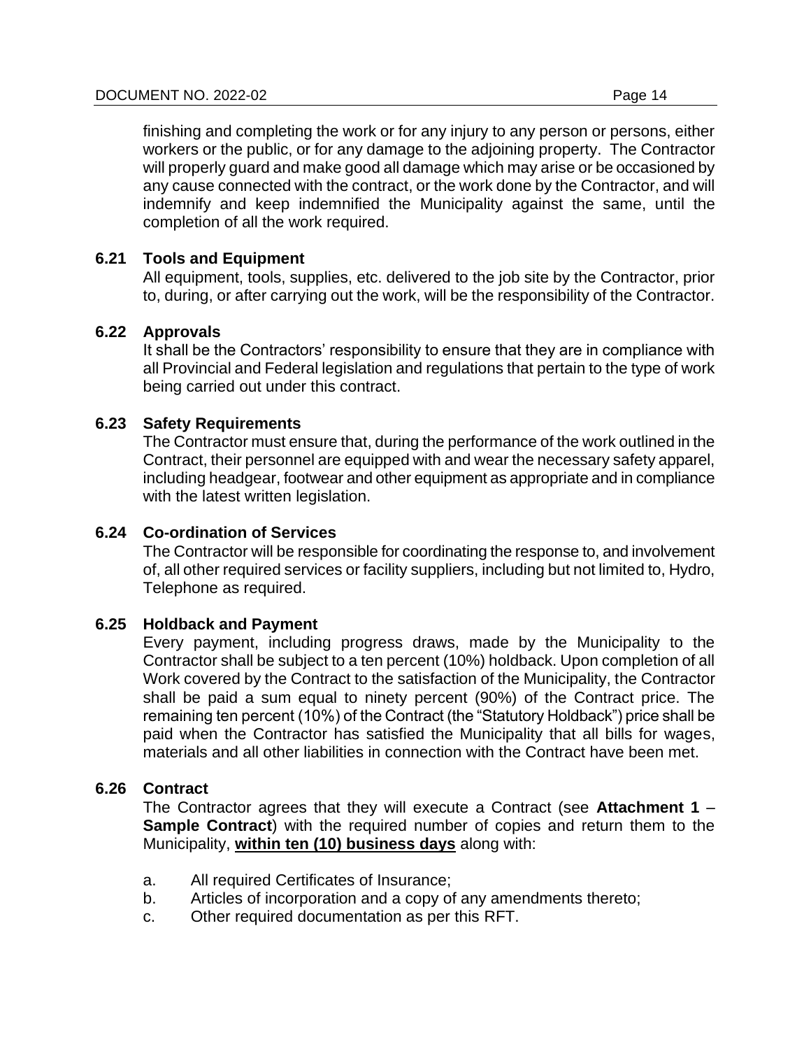finishing and completing the work or for any injury to any person or persons, either workers or the public, or for any damage to the adjoining property. The Contractor will properly guard and make good all damage which may arise or be occasioned by any cause connected with the contract, or the work done by the Contractor, and will indemnify and keep indemnified the Municipality against the same, until the completion of all the work required.

### 6.21 Tools and Equipment

All equipment, tools, supplies, etc. delivered to the job site by the Contractor, prior to, during, or after carrying out the work, will be the responsibility of the Contractor.

### 6.22 Approvals

It shall be the Contractors' responsibility to ensure that they are in compliance with all Provincial and Federal legislation and regulations that pertain to the type of work being carried out under this contract.

### 6.23 Safety Requirements

The Contractor must ensure that, during the performance of the work outlined in the Contract, their personnel are equipped with and wear the necessary safety apparel, including headgear, footwear and other equipment as appropriate and in compliance with the latest written legislation.

### 6.24 Co-ordination of Services

The Contractor will be responsible for coordinating the response to, and involvement of, all other required services or facility suppliers, including but not limited to, Hydro, Telephone as required.

### 6.25 Holdback and Payment

Every payment, including progress draws, made by the Municipality to the Contractor shall be subject to a ten percent (10%) holdback. Upon completion of all Work covered by the Contract to the satisfaction of the Municipality, the Contractor shall be paid a sum equal to ninety percent (90%) of the Contract price. The remaining ten percent (10%) of the Contract (the "Statutory Holdback") price shall be paid when the Contractor has satisfied the Municipality that all bills for wages, materials and all other liabilities in connection with the Contract have been met.

### 6.26 Contract

The Contractor agrees that they will execute a Contract (see **Attachment 1 – Sample Contract**) with the required number of copies and return them to the Municipality, **<u>within ten (10) business days</u>** along with:

a. All required Certificates of Insurance;
b. Articles of incorporation and a copy of any amendments thereto;
c. Other required documentation as per this RFT.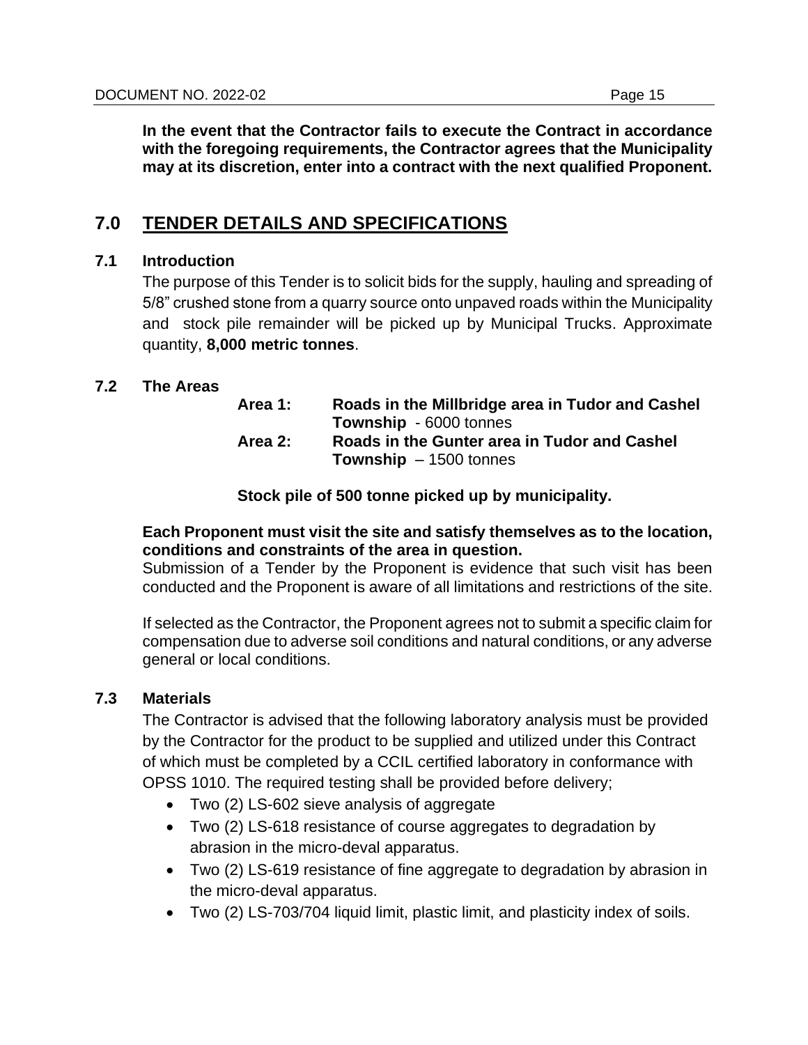**In the event that the Contractor fails to execute the Contract in accordance with the foregoing requirements, the Contractor agrees that the Municipality may at its discretion, enter into a contract with the next qualified Proponent.**

## 7.0 TENDER DETAILS AND SPECIFICATIONS

### 7.1 Introduction

The purpose of this Tender is to solicit bids for the supply, hauling and spreading of 5/8" crushed stone from a quarry source onto unpaved roads within the Municipality and stock pile remainder will be picked up by Municipal Trucks. Approximate quantity, **8,000 metric tonnes**.

### 7.2 The Areas

**Area 1:** **Roads in the Millbridge area in Tudor and Cashel Township** - 6000 tonnes

**Area 2:** **Roads in the Gunter area in Tudor and Cashel Township** – 1500 tonnes

**Stock pile of 500 tonne picked up by municipality.**

**Each Proponent must visit the site and satisfy themselves as to the location, conditions and constraints of the area in question.**
Submission of a Tender by the Proponent is evidence that such visit has been conducted and the Proponent is aware of all limitations and restrictions of the site.

If selected as the Contractor, the Proponent agrees not to submit a specific claim for compensation due to adverse soil conditions and natural conditions, or any adverse general or local conditions.

### 7.3 Materials

The Contractor is advised that the following laboratory analysis must be provided by the Contractor for the product to be supplied and utilized under this Contract of which must be completed by a CCIL certified laboratory in conformance with OPSS 1010. The required testing shall be provided before delivery;

- Two (2) LS-602 sieve analysis of aggregate
- Two (2) LS-618 resistance of course aggregates to degradation by abrasion in the micro-deval apparatus.
- Two (2) LS-619 resistance of fine aggregate to degradation by abrasion in the micro-deval apparatus.
- Two (2) LS-703/704 liquid limit, plastic limit, and plasticity index of soils.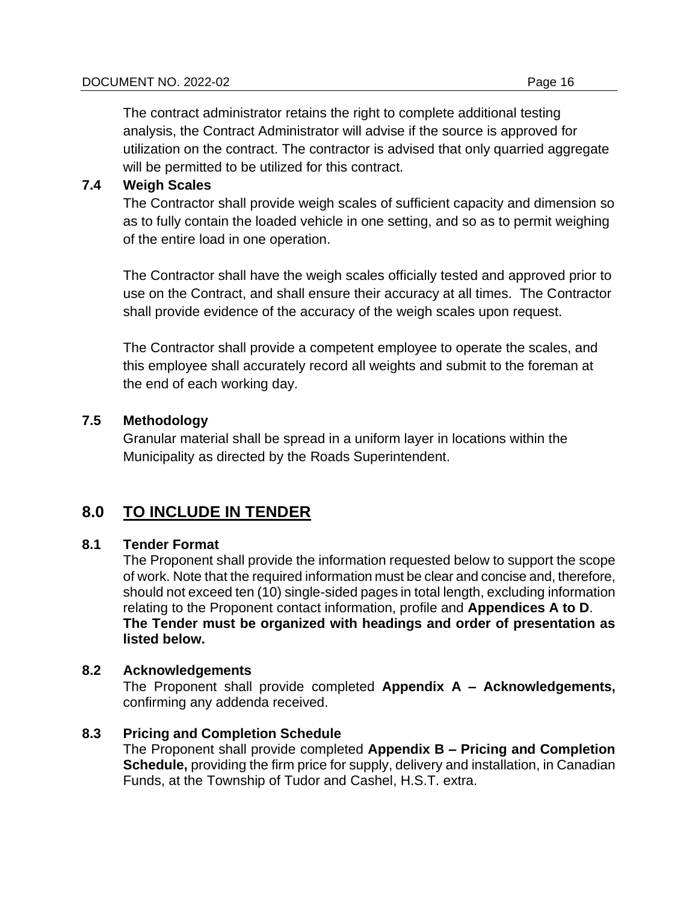The contract administrator retains the right to complete additional testing analysis, the Contract Administrator will advise if the source is approved for utilization on the contract. The contractor is advised that only quarried aggregate will be permitted to be utilized for this contract.

### 7.4 Weigh Scales

The Contractor shall provide weigh scales of sufficient capacity and dimension so as to fully contain the loaded vehicle in one setting, and so as to permit weighing of the entire load in one operation.

The Contractor shall have the weigh scales officially tested and approved prior to use on the Contract, and shall ensure their accuracy at all times. The Contractor shall provide evidence of the accuracy of the weigh scales upon request.

The Contractor shall provide a competent employee to operate the scales, and this employee shall accurately record all weights and submit to the foreman at the end of each working day.

### 7.5 Methodology

Granular material shall be spread in a uniform layer in locations within the Municipality as directed by the Roads Superintendent.

## 8.0 TO INCLUDE IN TENDER

### 8.1 Tender Format

The Proponent shall provide the information requested below to support the scope of work. Note that the required information must be clear and concise and, therefore, should not exceed ten (10) single-sided pages in total length, excluding information relating to the Proponent contact information, profile and **Appendices A to D**. **The Tender must be organized with headings and order of presentation as listed below.**

### 8.2 Acknowledgements

The Proponent shall provide completed **Appendix A – Acknowledgements,** confirming any addenda received.

### 8.3 Pricing and Completion Schedule

The Proponent shall provide completed **Appendix B – Pricing and Completion Schedule,** providing the firm price for supply, delivery and installation, in Canadian Funds, at the Township of Tudor and Cashel, H.S.T. extra.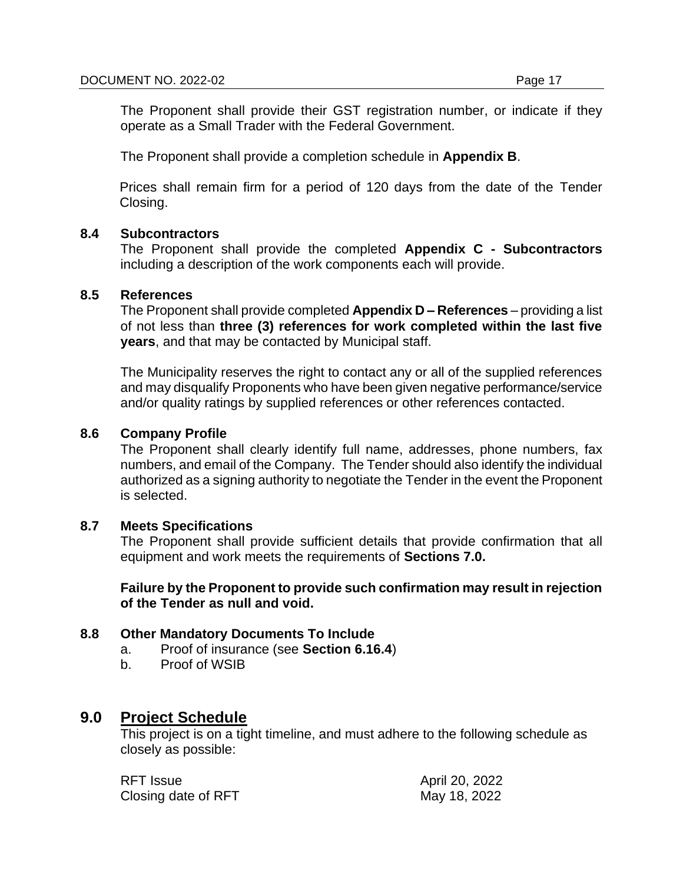The Proponent shall provide their GST registration number, or indicate if they operate as a Small Trader with the Federal Government.

The Proponent shall provide a completion schedule in **Appendix B**.

Prices shall remain firm for a period of 120 days from the date of the Tender Closing.

### 8.4 Subcontractors

The Proponent shall provide the completed **Appendix C - Subcontractors** including a description of the work components each will provide.

### 8.5 References

The Proponent shall provide completed **Appendix D – References** – providing a list of not less than **three (3) references for work completed within the last five years**, and that may be contacted by Municipal staff.

The Municipality reserves the right to contact any or all of the supplied references and may disqualify Proponents who have been given negative performance/service and/or quality ratings by supplied references or other references contacted.

### 8.6 Company Profile

The Proponent shall clearly identify full name, addresses, phone numbers, fax numbers, and email of the Company. The Tender should also identify the individual authorized as a signing authority to negotiate the Tender in the event the Proponent is selected.

### 8.7 Meets Specifications

The Proponent shall provide sufficient details that provide confirmation that all equipment and work meets the requirements of **Sections 7.0.**

**Failure by the Proponent to provide such confirmation may result in rejection of the Tender as null and void.**

### 8.8 Other Mandatory Documents To Include

a. Proof of insurance (see **Section 6.16.4**)

b. Proof of WSIB

## 9.0 Project Schedule

This project is on a tight timeline, and must adhere to the following schedule as closely as possible:

| | |
|---|---|
| RFT Issue | April 20, 2022 |
| Closing date of RFT | May 18, 2022 |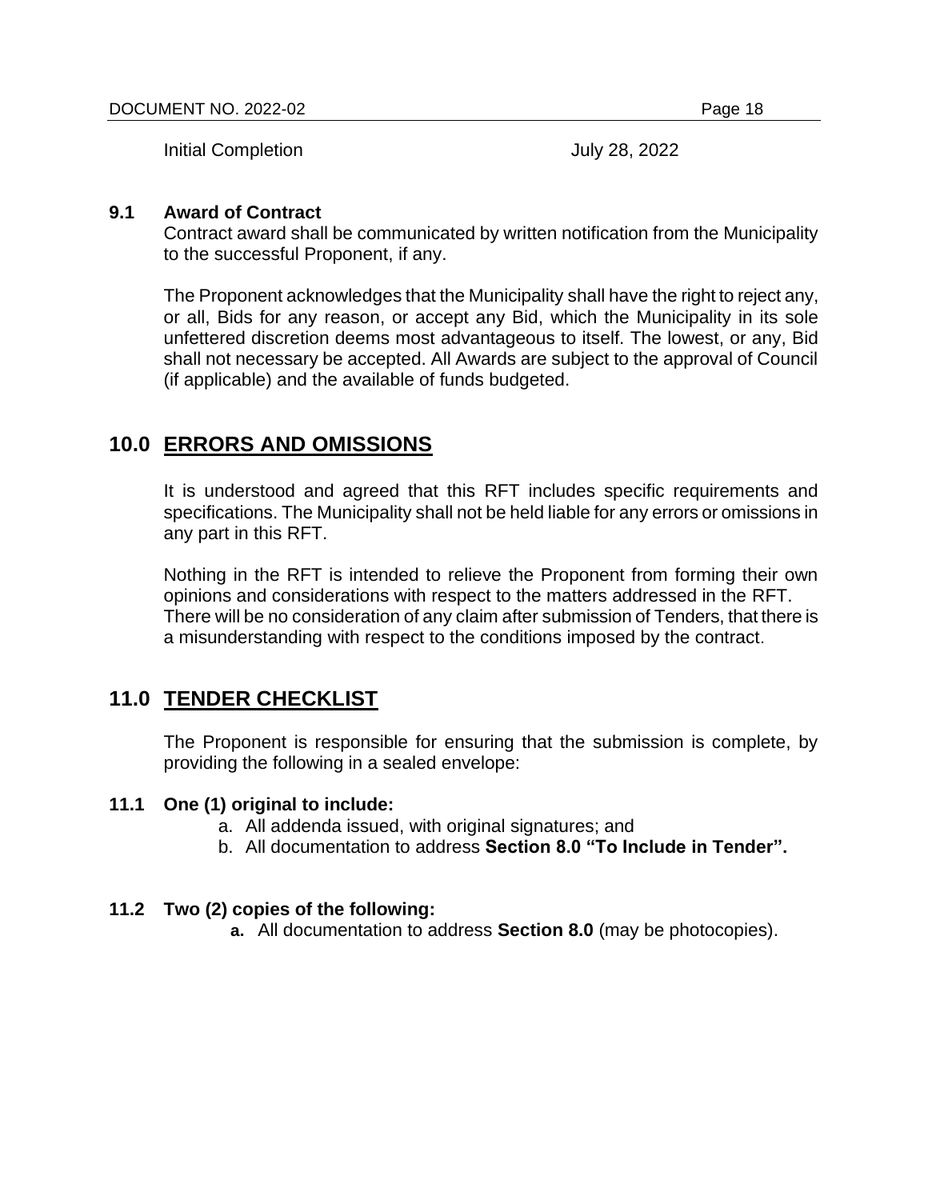| | |
|---|---|
| Initial Completion | July 28, 2022 |

### 9.1 Award of Contract

Contract award shall be communicated by written notification from the Municipality to the successful Proponent, if any.

The Proponent acknowledges that the Municipality shall have the right to reject any, or all, Bids for any reason, or accept any Bid, which the Municipality in its sole unfettered discretion deems most advantageous to itself. The lowest, or any, Bid shall not necessary be accepted. All Awards are subject to the approval of Council (if applicable) and the available of funds budgeted.

## 10.0 ERRORS AND OMISSIONS

It is understood and agreed that this RFT includes specific requirements and specifications. The Municipality shall not be held liable for any errors or omissions in any part in this RFT.

Nothing in the RFT is intended to relieve the Proponent from forming their own opinions and considerations with respect to the matters addressed in the RFT. There will be no consideration of any claim after submission of Tenders, that there is a misunderstanding with respect to the conditions imposed by the contract.

## 11.0 TENDER CHECKLIST

The Proponent is responsible for ensuring that the submission is complete, by providing the following in a sealed envelope:

### 11.1 One (1) original to include:

a. All addenda issued, with original signatures; and
b. All documentation to address **Section 8.0 "To Include in Tender".**

### 11.2 Two (2) copies of the following:

**a.** All documentation to address **Section 8.0** (may be photocopies).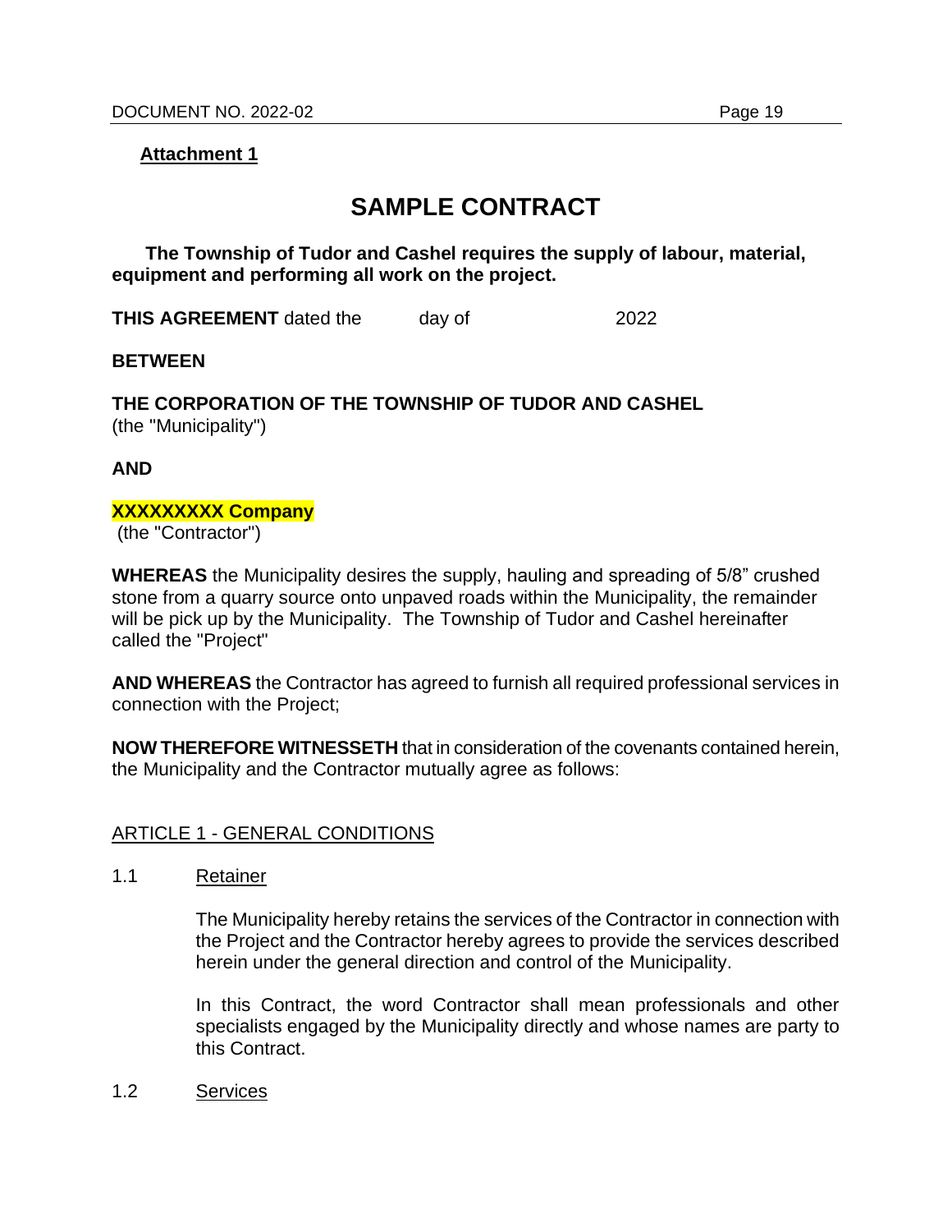**Attachment 1**

# SAMPLE CONTRACT

**The Township of Tudor and Cashel requires the supply of labour, material, equipment and performing all work on the project.**

**THIS AGREEMENT** dated the day of 2022

**BETWEEN**

**THE CORPORATION OF THE TOWNSHIP OF TUDOR AND CASHEL**
(the "Municipality")

**AND**

**XXXXXXXXX Company**
(the "Contractor")

**WHEREAS** the Municipality desires the supply, hauling and spreading of 5/8" crushed stone from a quarry source onto unpaved roads within the Municipality, the remainder will be pick up by the Municipality. The Township of Tudor and Cashel hereinafter called the "Project"

**AND WHEREAS** the Contractor has agreed to furnish all required professional services in connection with the Project;

**NOW THEREFORE WITNESSETH** that in consideration of the covenants contained herein, the Municipality and the Contractor mutually agree as follows:

## ARTICLE 1 - GENERAL CONDITIONS

1.1 Retainer

The Municipality hereby retains the services of the Contractor in connection with the Project and the Contractor hereby agrees to provide the services described herein under the general direction and control of the Municipality.

In this Contract, the word Contractor shall mean professionals and other specialists engaged by the Municipality directly and whose names are party to this Contract.

1.2 Services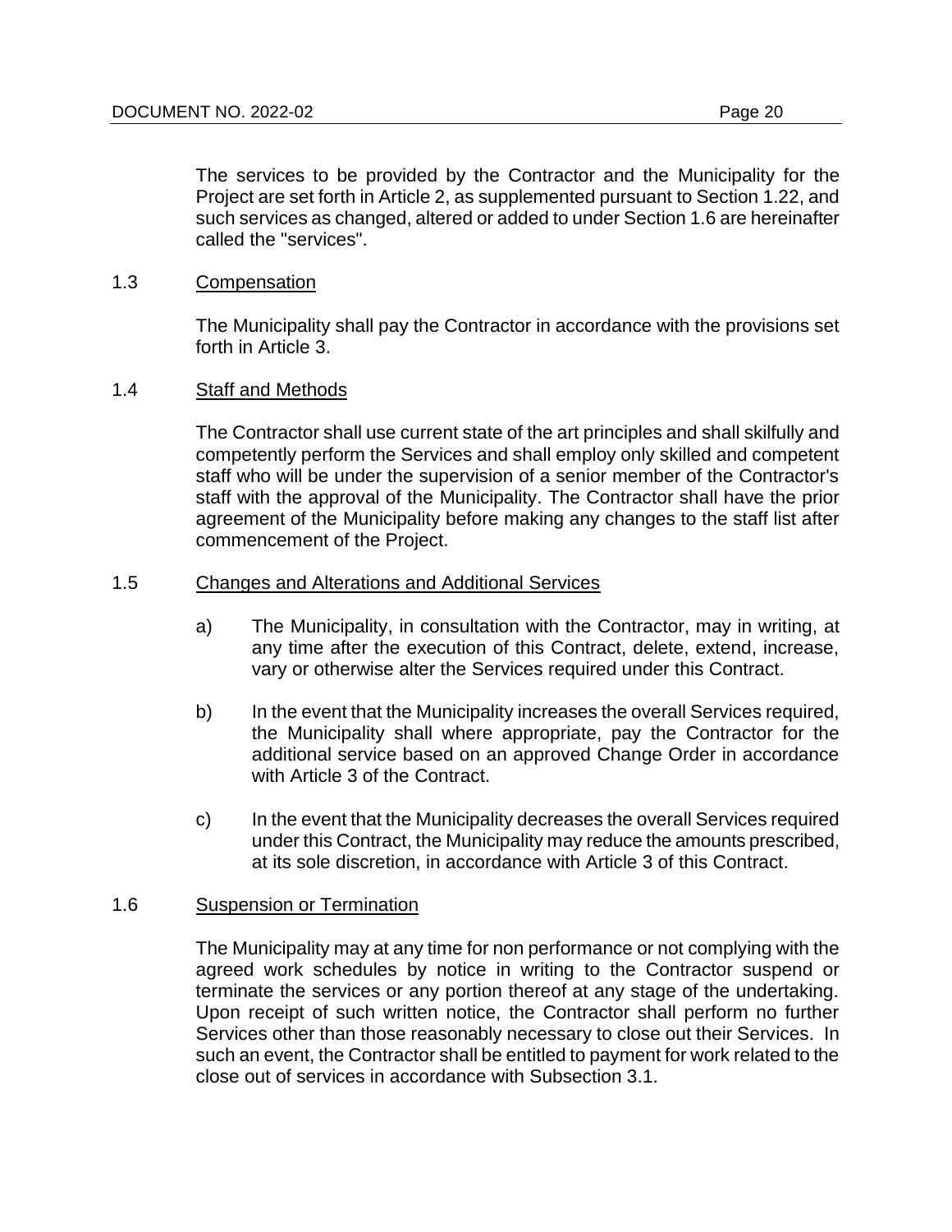The services to be provided by the Contractor and the Municipality for the Project are set forth in Article 2, as supplemented pursuant to Section 1.22, and such services as changed, altered or added to under Section 1.6 are hereinafter called the "services".

### 1.3 Compensation

The Municipality shall pay the Contractor in accordance with the provisions set forth in Article 3.

### 1.4 Staff and Methods

The Contractor shall use current state of the art principles and shall skilfully and competently perform the Services and shall employ only skilled and competent staff who will be under the supervision of a senior member of the Contractor's staff with the approval of the Municipality. The Contractor shall have the prior agreement of the Municipality before making any changes to the staff list after commencement of the Project.

### 1.5 Changes and Alterations and Additional Services

a) The Municipality, in consultation with the Contractor, may in writing, at any time after the execution of this Contract, delete, extend, increase, vary or otherwise alter the Services required under this Contract.

b) In the event that the Municipality increases the overall Services required, the Municipality shall where appropriate, pay the Contractor for the additional service based on an approved Change Order in accordance with Article 3 of the Contract.

c) In the event that the Municipality decreases the overall Services required under this Contract, the Municipality may reduce the amounts prescribed, at its sole discretion, in accordance with Article 3 of this Contract.

### 1.6 Suspension or Termination

The Municipality may at any time for non performance or not complying with the agreed work schedules by notice in writing to the Contractor suspend or terminate the services or any portion thereof at any stage of the undertaking. Upon receipt of such written notice, the Contractor shall perform no further Services other than those reasonably necessary to close out their Services. In such an event, the Contractor shall be entitled to payment for work related to the close out of services in accordance with Subsection 3.1.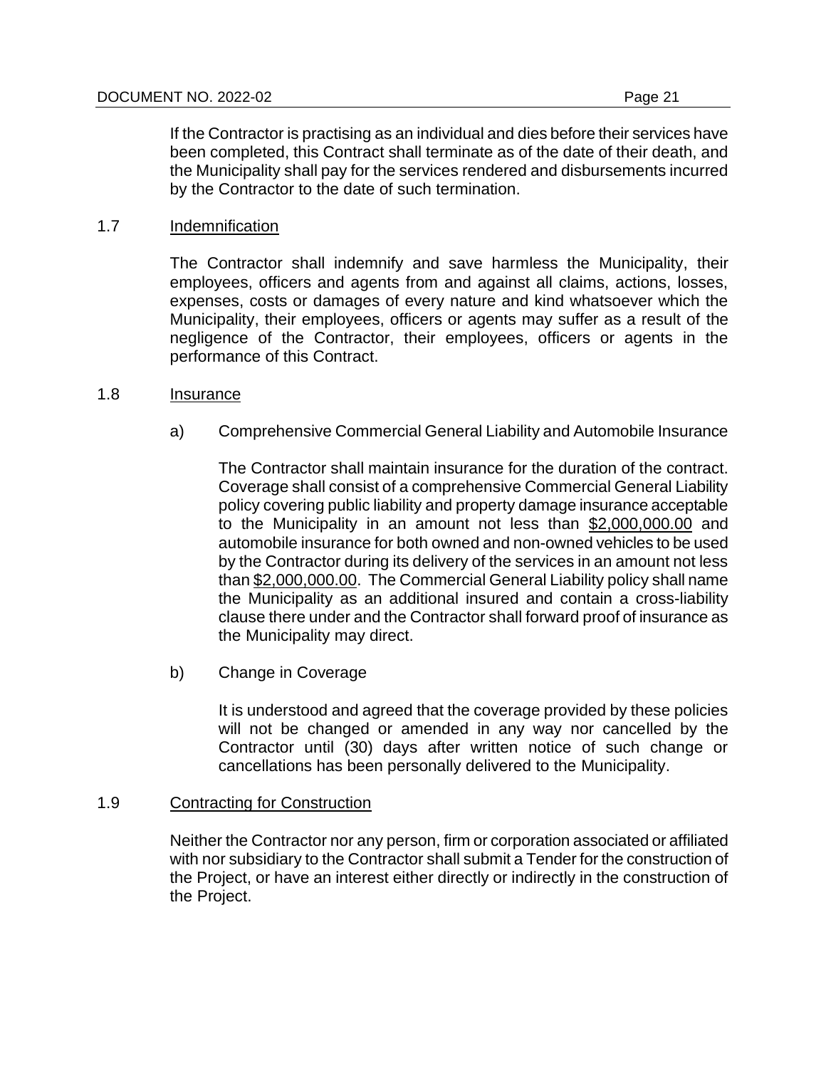If the Contractor is practising as an individual and dies before their services have been completed, this Contract shall terminate as of the date of their death, and the Municipality shall pay for the services rendered and disbursements incurred by the Contractor to the date of such termination.

## 1.7 Indemnification

The Contractor shall indemnify and save harmless the Municipality, their employees, officers and agents from and against all claims, actions, losses, expenses, costs or damages of every nature and kind whatsoever which the Municipality, their employees, officers or agents may suffer as a result of the negligence of the Contractor, their employees, officers or agents in the performance of this Contract.

## 1.8 Insurance

a) Comprehensive Commercial General Liability and Automobile Insurance

The Contractor shall maintain insurance for the duration of the contract. Coverage shall consist of a comprehensive Commercial General Liability policy covering public liability and property damage insurance acceptable to the Municipality in an amount not less than $2,000,000.00 and automobile insurance for both owned and non-owned vehicles to be used by the Contractor during its delivery of the services in an amount not less than $2,000,000.00. The Commercial General Liability policy shall name the Municipality as an additional insured and contain a cross-liability clause there under and the Contractor shall forward proof of insurance as the Municipality may direct.

b) Change in Coverage

It is understood and agreed that the coverage provided by these policies will not be changed or amended in any way nor cancelled by the Contractor until (30) days after written notice of such change or cancellations has been personally delivered to the Municipality.

## 1.9 Contracting for Construction

Neither the Contractor nor any person, firm or corporation associated or affiliated with nor subsidiary to the Contractor shall submit a Tender for the construction of the Project, or have an interest either directly or indirectly in the construction of the Project.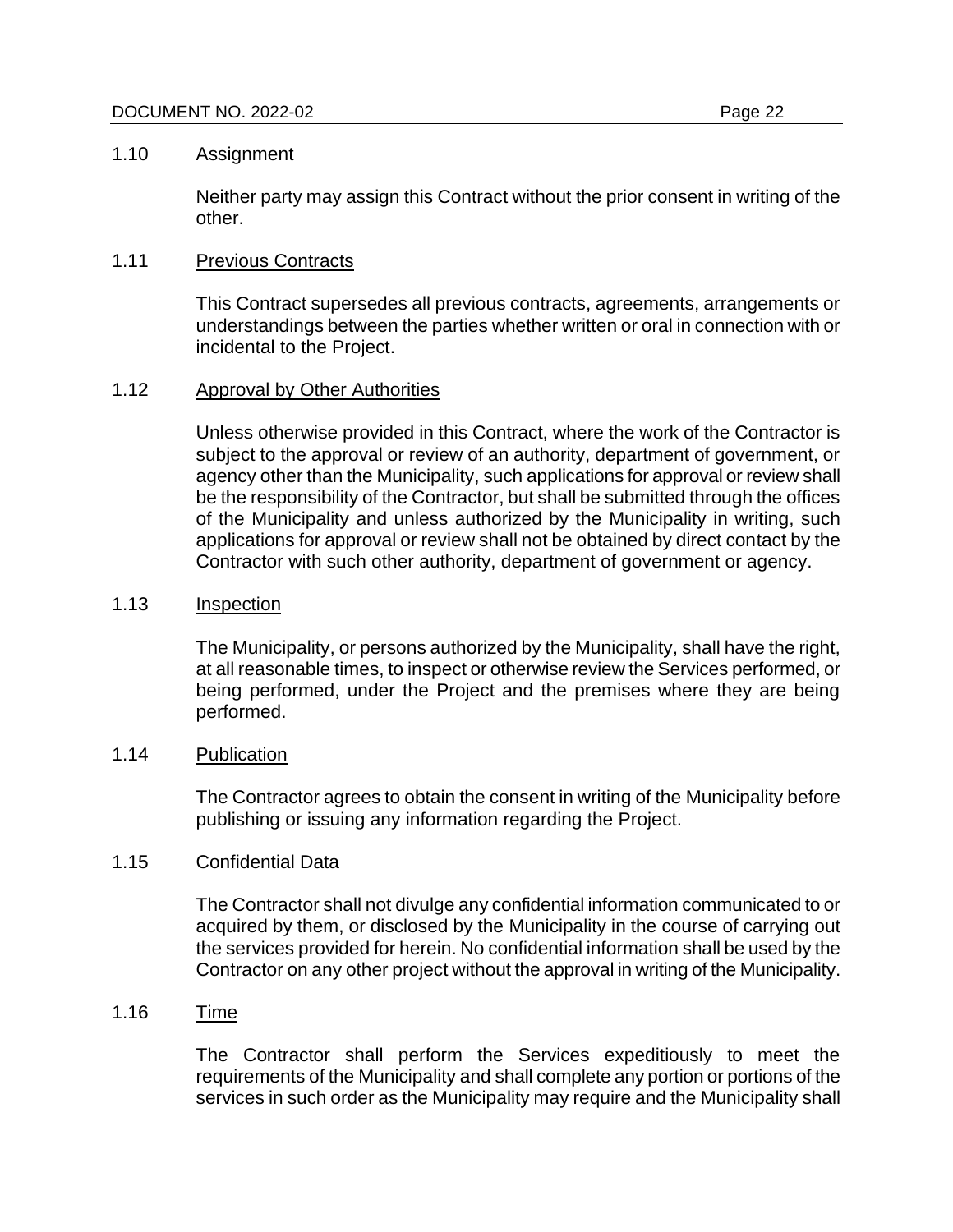1.10 Assignment

Neither party may assign this Contract without the prior consent in writing of the other.

1.11 Previous Contracts

This Contract supersedes all previous contracts, agreements, arrangements or understandings between the parties whether written or oral in connection with or incidental to the Project.

1.12 Approval by Other Authorities

Unless otherwise provided in this Contract, where the work of the Contractor is subject to the approval or review of an authority, department of government, or agency other than the Municipality, such applications for approval or review shall be the responsibility of the Contractor, but shall be submitted through the offices of the Municipality and unless authorized by the Municipality in writing, such applications for approval or review shall not be obtained by direct contact by the Contractor with such other authority, department of government or agency.

1.13 Inspection

The Municipality, or persons authorized by the Municipality, shall have the right, at all reasonable times, to inspect or otherwise review the Services performed, or being performed, under the Project and the premises where they are being performed.

1.14 Publication

The Contractor agrees to obtain the consent in writing of the Municipality before publishing or issuing any information regarding the Project.

1.15 Confidential Data

The Contractor shall not divulge any confidential information communicated to or acquired by them, or disclosed by the Municipality in the course of carrying out the services provided for herein. No confidential information shall be used by the Contractor on any other project without the approval in writing of the Municipality.

1.16 Time

The Contractor shall perform the Services expeditiously to meet the requirements of the Municipality and shall complete any portion or portions of the services in such order as the Municipality may require and the Municipality shall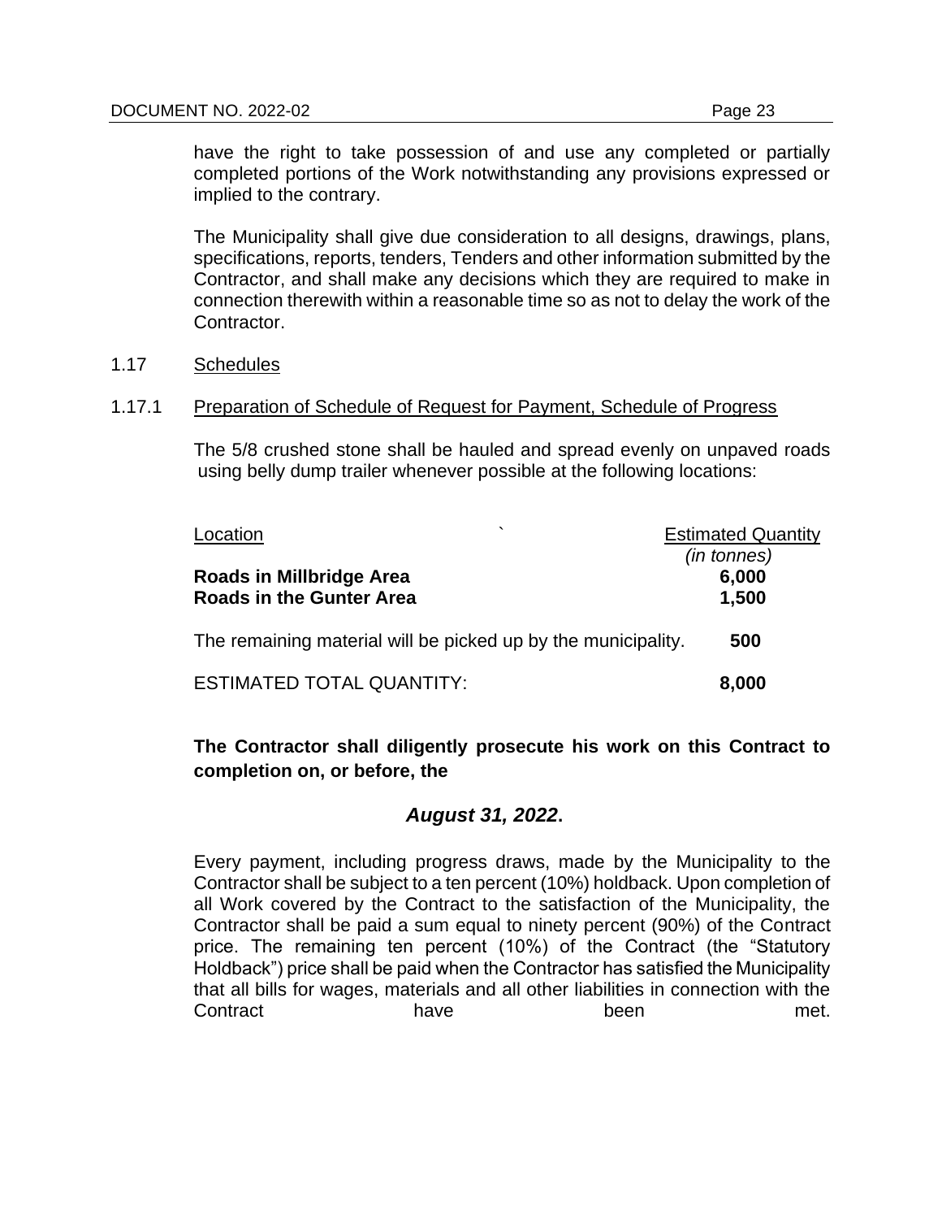have the right to take possession of and use any completed or partially completed portions of the Work notwithstanding any provisions expressed or implied to the contrary.

The Municipality shall give due consideration to all designs, drawings, plans, specifications, reports, tenders, Tenders and other information submitted by the Contractor, and shall make any decisions which they are required to make in connection therewith within a reasonable time so as not to delay the work of the Contractor.

1.17 Schedules

1.17.1 Preparation of Schedule of Request for Payment, Schedule of Progress

The 5/8 crushed stone shall be hauled and spread evenly on unpaved roads using belly dump trailer whenever possible at the following locations:

| Location | Estimated Quantity *(in tonnes)* |
|---|---|
| **Roads in Millbridge Area** | **6,000** |
| **Roads in the Gunter Area** | **1,500** |
| The remaining material will be picked up by the municipality. | **500** |
| ESTIMATED TOTAL QUANTITY: | **8,000** |

**The Contractor shall diligently prosecute his work on this Contract to completion on, or before, the**

***August 31, 2022*.**

Every payment, including progress draws, made by the Municipality to the Contractor shall be subject to a ten percent (10%) holdback. Upon completion of all Work covered by the Contract to the satisfaction of the Municipality, the Contractor shall be paid a sum equal to ninety percent (90%) of the Contract price. The remaining ten percent (10%) of the Contract (the "Statutory Holdback") price shall be paid when the Contractor has satisfied the Municipality that all bills for wages, materials and all other liabilities in connection with the Contract have been met.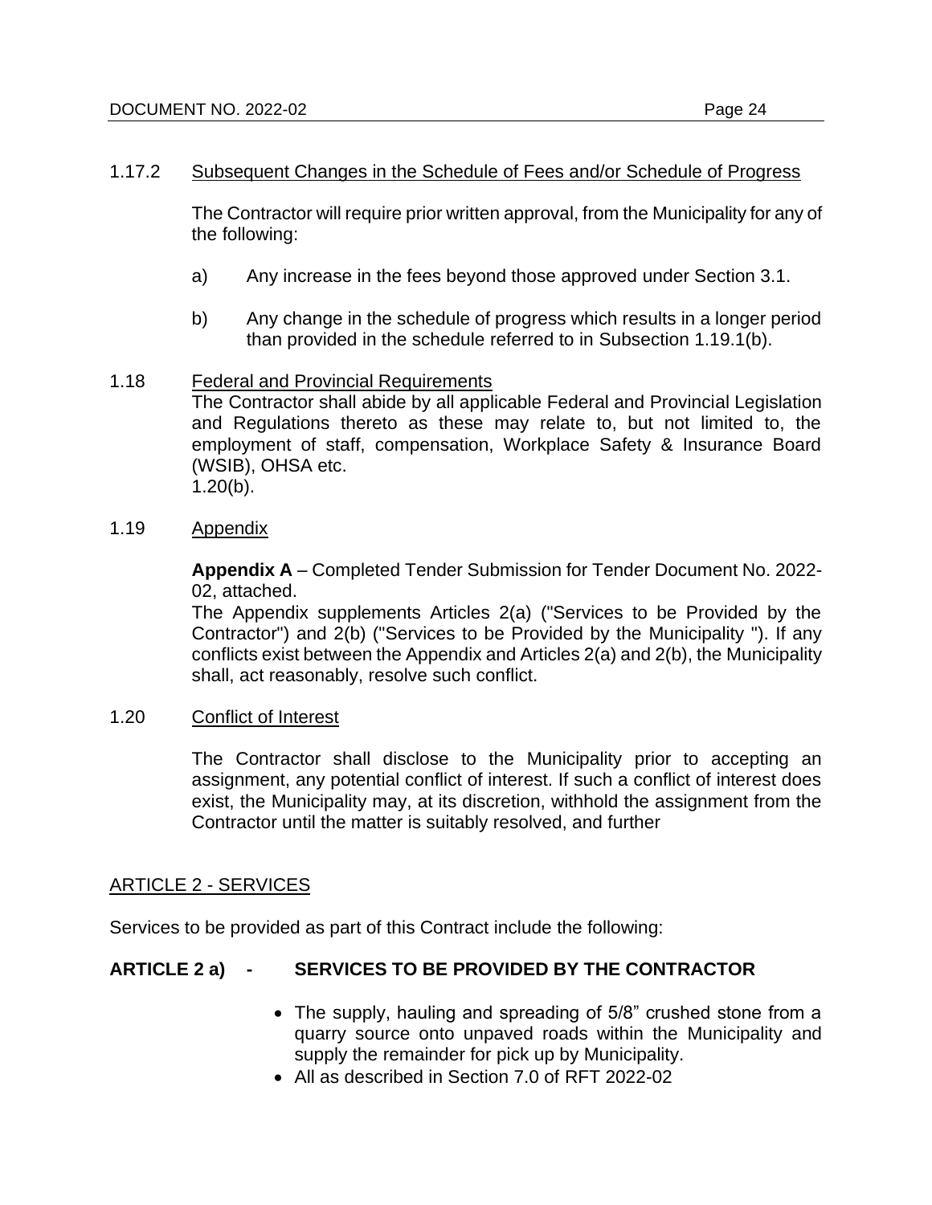1.17.2 Subsequent Changes in the Schedule of Fees and/or Schedule of Progress

The Contractor will require prior written approval, from the Municipality for any of the following:

a) Any increase in the fees beyond those approved under Section 3.1.

b) Any change in the schedule of progress which results in a longer period than provided in the schedule referred to in Subsection 1.19.1(b).

1.18 Federal and Provincial Requirements

The Contractor shall abide by all applicable Federal and Provincial Legislation and Regulations thereto as these may relate to, but not limited to, the employment of staff, compensation, Workplace Safety & Insurance Board (WSIB), OHSA etc.
1.20(b).

1.19 Appendix

**Appendix A** – Completed Tender Submission for Tender Document No. 2022-02, attached.

The Appendix supplements Articles 2(a) ("Services to be Provided by the Contractor") and 2(b) ("Services to be Provided by the Municipality "). If any conflicts exist between the Appendix and Articles 2(a) and 2(b), the Municipality shall, act reasonably, resolve such conflict.

1.20 Conflict of Interest

The Contractor shall disclose to the Municipality prior to accepting an assignment, any potential conflict of interest. If such a conflict of interest does exist, the Municipality may, at its discretion, withhold the assignment from the Contractor until the matter is suitably resolved, and further

ARTICLE 2 - SERVICES

Services to be provided as part of this Contract include the following:

**ARTICLE 2 a) - SERVICES TO BE PROVIDED BY THE CONTRACTOR**

- The supply, hauling and spreading of 5/8" crushed stone from a quarry source onto unpaved roads within the Municipality and supply the remainder for pick up by Municipality.
- All as described in Section 7.0 of RFT 2022-02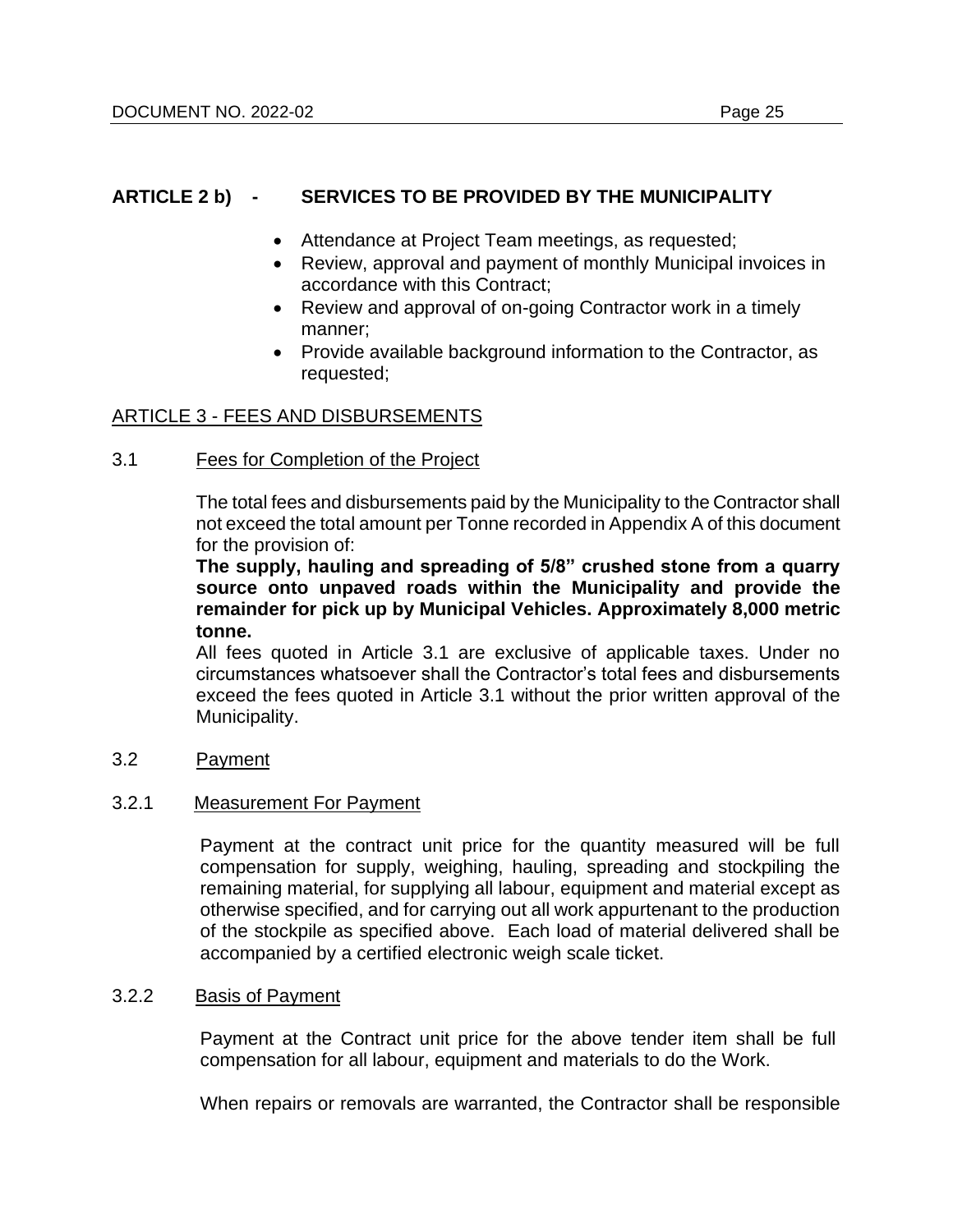## ARTICLE 2 b) - SERVICES TO BE PROVIDED BY THE MUNICIPALITY

- Attendance at Project Team meetings, as requested;
- Review, approval and payment of monthly Municipal invoices in accordance with this Contract;
- Review and approval of on-going Contractor work in a timely manner;
- Provide available background information to the Contractor, as requested;

## ARTICLE 3 - FEES AND DISBURSEMENTS

### 3.1 Fees for Completion of the Project

The total fees and disbursements paid by the Municipality to the Contractor shall not exceed the total amount per Tonne recorded in Appendix A of this document for the provision of:

**The supply, hauling and spreading of 5/8" crushed stone from a quarry source onto unpaved roads within the Municipality and provide the remainder for pick up by Municipal Vehicles. Approximately 8,000 metric tonne.**

All fees quoted in Article 3.1 are exclusive of applicable taxes. Under no circumstances whatsoever shall the Contractor's total fees and disbursements exceed the fees quoted in Article 3.1 without the prior written approval of the Municipality.

### 3.2 Payment

#### 3.2.1 Measurement For Payment

Payment at the contract unit price for the quantity measured will be full compensation for supply, weighing, hauling, spreading and stockpiling the remaining material, for supplying all labour, equipment and material except as otherwise specified, and for carrying out all work appurtenant to the production of the stockpile as specified above. Each load of material delivered shall be accompanied by a certified electronic weigh scale ticket.

#### 3.2.2 Basis of Payment

Payment at the Contract unit price for the above tender item shall be full compensation for all labour, equipment and materials to do the Work.

When repairs or removals are warranted, the Contractor shall be responsible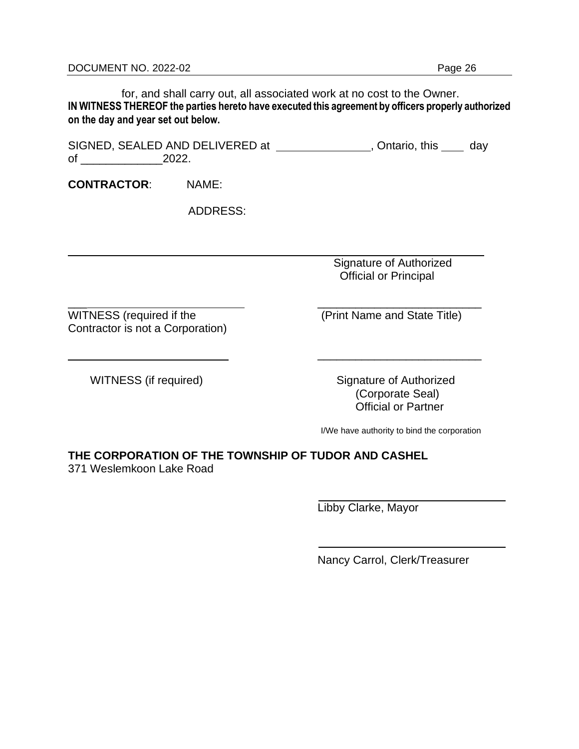for, and shall carry out, all associated work at no cost to the Owner.

**IN WITNESS THEREOF the parties hereto have executed this agreement by officers properly authorized on the day and year set out below.**

SIGNED, SEALED AND DELIVERED at \_\_\_\_\_\_\_\_\_\_\_\_\_\_\_, Ontario, this \_\_\_\_ day of \_\_\_\_\_\_\_\_\_\_\_\_\_2022.

**CONTRACTOR**: NAME:

ADDRESS:

\_\_\_\_\_\_\_\_\_\_\_\_\_\_\_\_\_\_\_\_\_\_\_\_\_\_\_\_\_\_\_\_\_\_\_\_\_\_\_\_\_\_\_\_\_\_\_\_\_\_\_\_\_\_\_\_\_\_\_\_\_\_\_\_

Signature of Authorized Official or Principal

\_\_\_\_\_\_\_\_\_\_\_\_\_\_\_\_\_\_\_\_\_\_\_\_\_\_\_\_ \_\_\_\_\_\_\_\_\_\_\_\_\_\_\_\_\_\_\_\_\_\_\_\_\_\_

WITNESS (required if the Contractor is not a Corporation) (Print Name and State Title)

\_\_\_\_\_\_\_\_\_\_\_\_\_\_\_\_\_\_\_\_\_\_\_\_\_\_ \_\_\_\_\_\_\_\_\_\_\_\_\_\_\_\_\_\_\_\_\_\_\_\_\_\_

WITNESS (if required) Signature of Authorized (Corporate Seal) Official or Partner

I/We have authority to bind the corporation

**THE CORPORATION OF THE TOWNSHIP OF TUDOR AND CASHEL**
371 Weslemkoon Lake Road

\_\_\_\_\_\_\_\_\_\_\_\_\_\_\_\_\_\_\_\_\_\_\_\_\_\_\_\_\_\_

Libby Clarke, Mayor

\_\_\_\_\_\_\_\_\_\_\_\_\_\_\_\_\_\_\_\_\_\_\_\_\_\_\_\_\_\_

Nancy Carrol, Clerk/Treasurer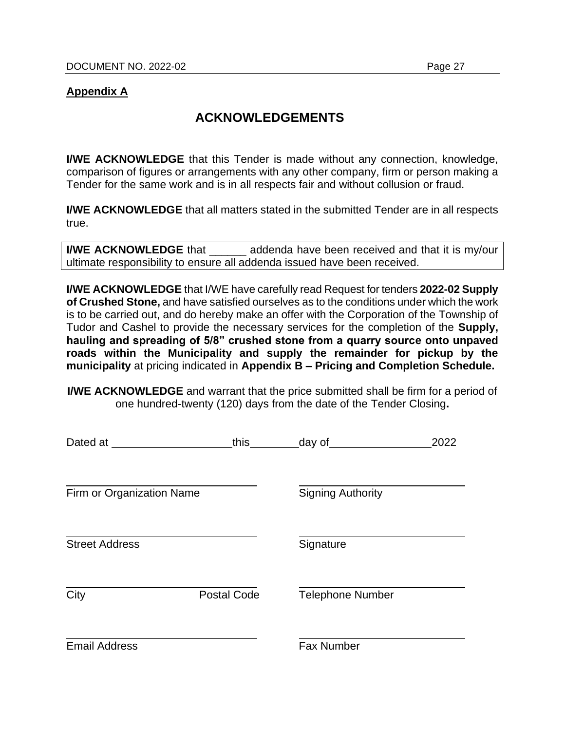**Appendix A**

# ACKNOWLEDGEMENTS

**I/WE ACKNOWLEDGE** that this Tender is made without any connection, knowledge, comparison of figures or arrangements with any other company, firm or person making a Tender for the same work and is in all respects fair and without collusion or fraud.

**I/WE ACKNOWLEDGE** that all matters stated in the submitted Tender are in all respects true.

**I/WE ACKNOWLEDGE** that ______ addenda have been received and that it is my/our ultimate responsibility to ensure all addenda issued have been received.

**I/WE ACKNOWLEDGE** that I/WE have carefully read Request for tenders **2022-02 Supply of Crushed Stone,** and have satisfied ourselves as to the conditions under which the work is to be carried out, and do hereby make an offer with the Corporation of the Township of Tudor and Cashel to provide the necessary services for the completion of the **Supply, hauling and spreading of 5/8" crushed stone from a quarry source onto unpaved roads within the Municipality and supply the remainder for pickup by the municipality** at pricing indicated in **Appendix B – Pricing and Completion Schedule.**

**I/WE ACKNOWLEDGE** and warrant that the price submitted shall be firm for a period of one hundred-twenty (120) days from the date of the Tender Closing**.**

Dated at ____________________ this ________ day of _________________ 2022

| | |
|---|---|
| ____________________ | ____________________ |
| Firm or Organization Name | Signing Authority |
| ____________________ | ____________________ |
| Street Address | Signature |
| ____________________ | ____________________ |
| City          Postal Code | Telephone Number |
| ____________________ | ____________________ |
| Email Address | Fax Number |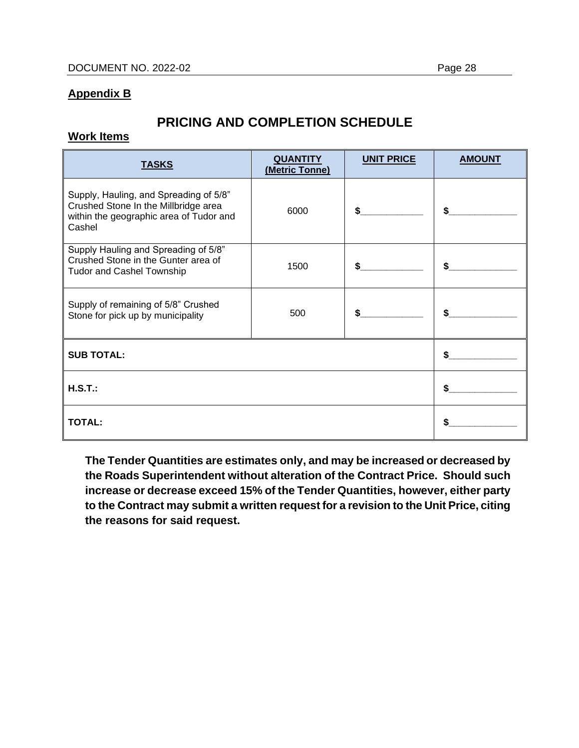**Appendix B**

# PRICING AND COMPLETION SCHEDULE

**Work Items**

| **TASKS** | **QUANTITY (Metric Tonne)** | **UNIT PRICE** | **AMOUNT** |
|---|---|---|---|
| Supply, Hauling, and Spreading of 5/8" Crushed Stone In the Millbridge area within the geographic area of Tudor and Cashel | 6000 | $____________ | $_____________ |
| Supply Hauling and Spreading of 5/8" Crushed Stone in the Gunter area of Tudor and Cashel Township | 1500 | $____________ | $_____________ |
| Supply of remaining of 5/8" Crushed Stone for pick up by municipality | 500 | $____________ | $_____________ |
| **SUB TOTAL:** | | | $_____________ |
| **H.S.T.:** | | | $_____________ |
| **TOTAL:** | | | $_____________ |

**The Tender Quantities are estimates only, and may be increased or decreased by the Roads Superintendent without alteration of the Contract Price. Should such increase or decrease exceed 15% of the Tender Quantities, however, either party to the Contract may submit a written request for a revision to the Unit Price, citing the reasons for said request.**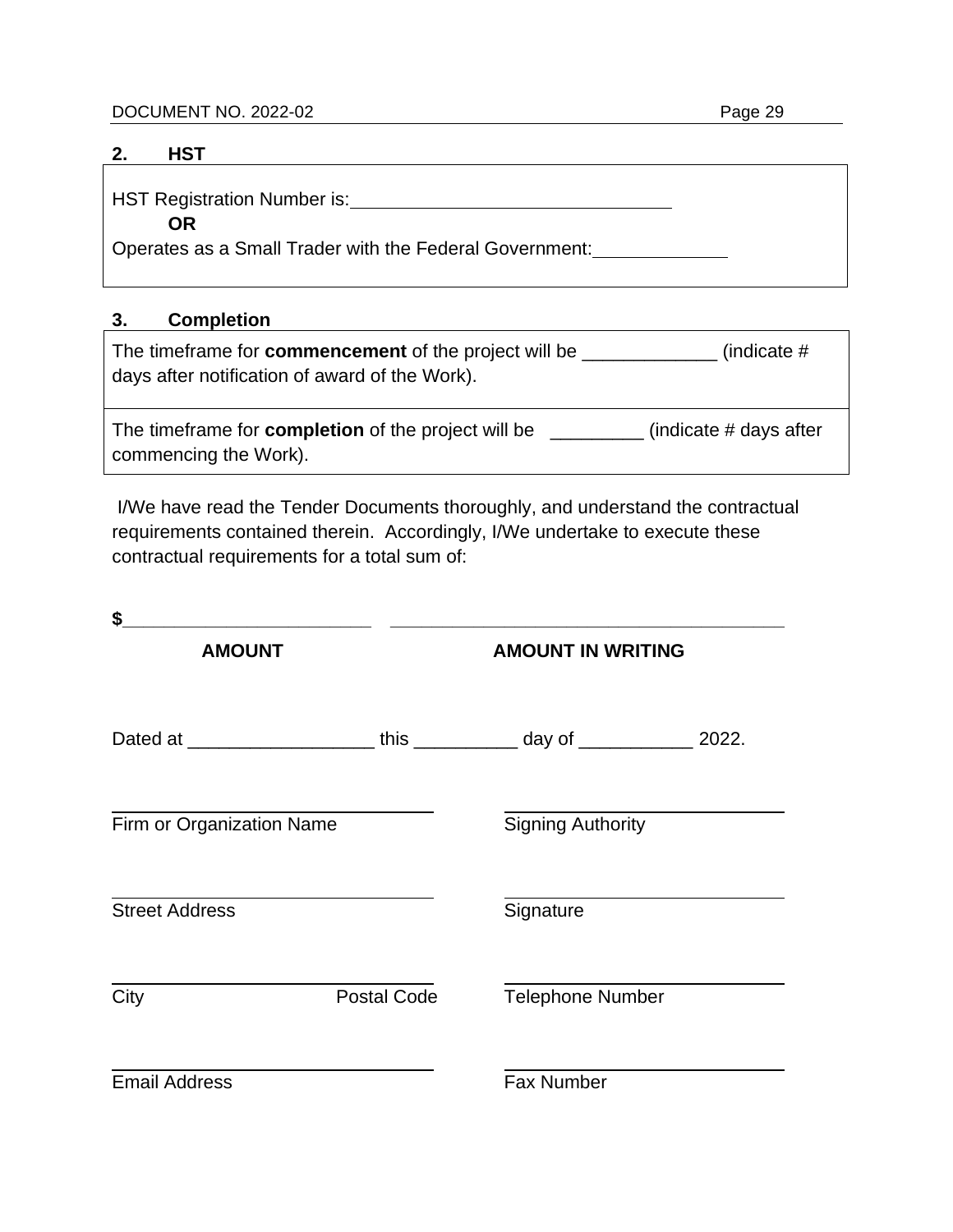## 2. HST

HST Registration Number is: ______________________________

**OR**

Operates as a Small Trader with the Federal Government: ____________

## 3. Completion

| |
|---|
| The timeframe for **commencement** of the project will be _____________ (indicate # days after notification of award of the Work). |
| The timeframe for **completion** of the project will be _________ (indicate # days after commencing the Work). |

I/We have read the Tender Documents thoroughly, and understand the contractual requirements contained therein. Accordingly, I/We undertake to execute these contractual requirements for a total sum of:

**$**________________________ ____________________________________

**AMOUNT** **AMOUNT IN WRITING**

Dated at __________________ this __________ day of ___________ 2022.

| | |
|---|---|
| ______________________________ | ______________________________ |
| Firm or Organization Name | Signing Authority |
| ______________________________ | ______________________________ |
| Street Address | Signature |
| ______________________________ | ______________________________ |
| City Postal Code | Telephone Number |
| ______________________________ | ______________________________ |
| Email Address | Fax Number |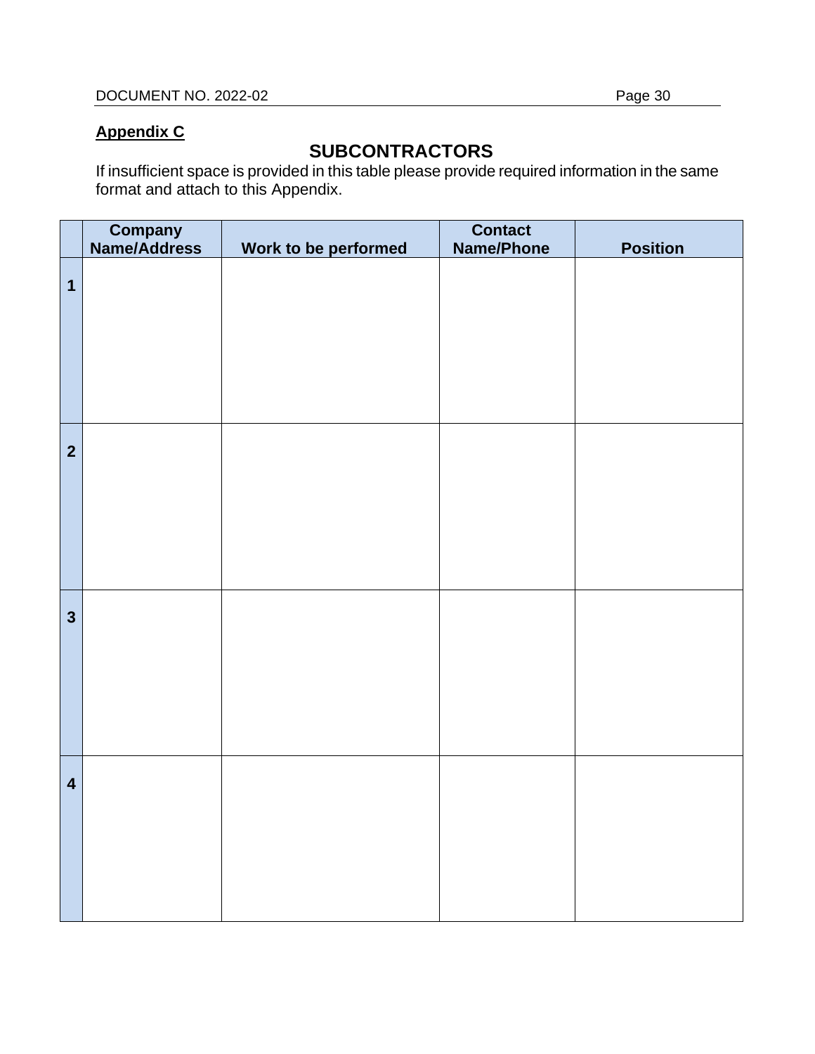**Appendix C**

## SUBCONTRACTORS

If insufficient space is provided in this table please provide required information in the same format and attach to this Appendix.

| | Company Name/Address | Work to be performed | Contact Name/Phone | Position |
|---|---|---|---|---|
| 1 | | | | |
| 2 | | | | |
| 3 | | | | |
| 4 | | | | |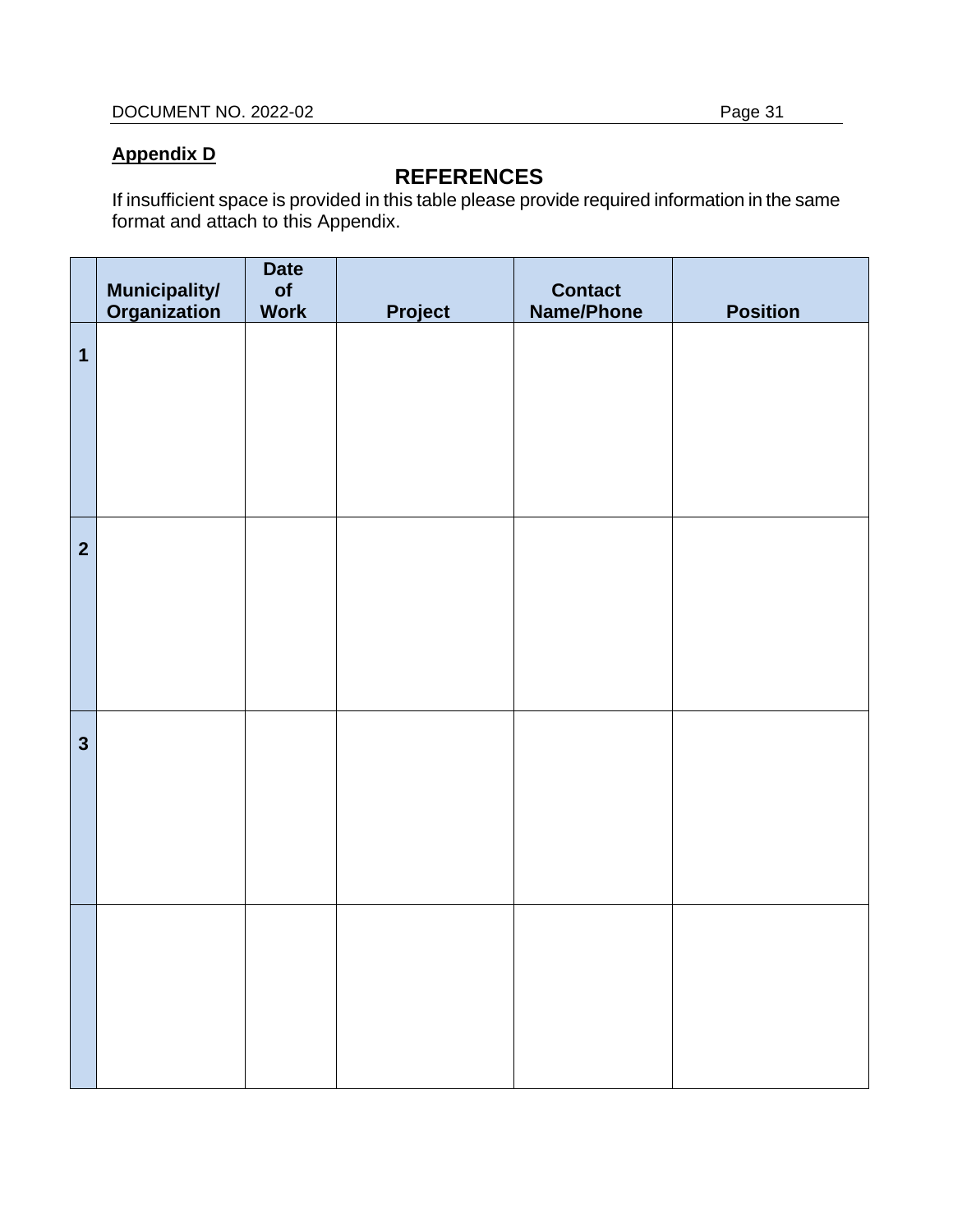**Appendix D**

## REFERENCES

If insufficient space is provided in this table please provide required information in the same format and attach to this Appendix.

| | Municipality/ Organization | Date of Work | Project | Contact Name/Phone | Position |
|---|---|---|---|---|---|
| **1** | | | | | |
| **2** | | | | | |
| **3** | | | | | |
| | | | | | |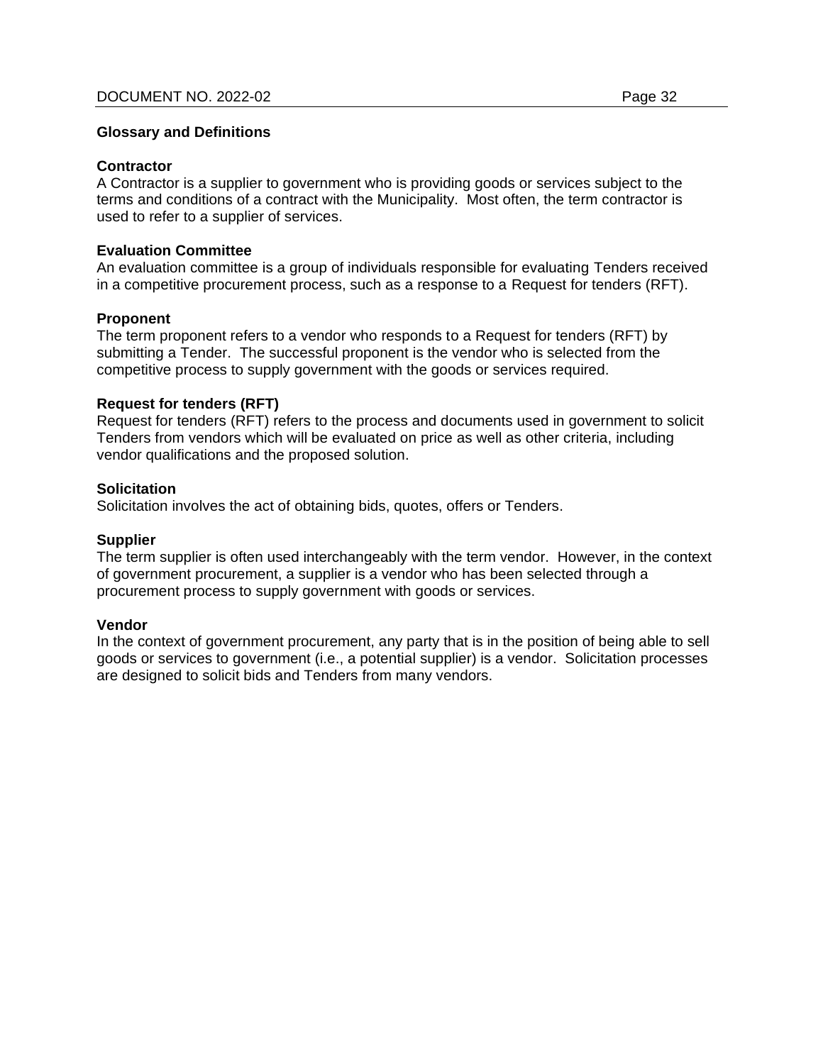## Glossary and Definitions

### Contractor

A Contractor is a supplier to government who is providing goods or services subject to the terms and conditions of a contract with the Municipality. Most often, the term contractor is used to refer to a supplier of services.

### Evaluation Committee

An evaluation committee is a group of individuals responsible for evaluating Tenders received in a competitive procurement process, such as a response to a Request for tenders (RFT).

### Proponent

The term proponent refers to a vendor who responds to a Request for tenders (RFT) by submitting a Tender. The successful proponent is the vendor who is selected from the competitive process to supply government with the goods or services required.

### Request for tenders (RFT)

Request for tenders (RFT) refers to the process and documents used in government to solicit Tenders from vendors which will be evaluated on price as well as other criteria, including vendor qualifications and the proposed solution.

### Solicitation

Solicitation involves the act of obtaining bids, quotes, offers or Tenders.

### Supplier

The term supplier is often used interchangeably with the term vendor. However, in the context of government procurement, a supplier is a vendor who has been selected through a procurement process to supply government with goods or services.

### Vendor

In the context of government procurement, any party that is in the position of being able to sell goods or services to government (i.e., a potential supplier) is a vendor. Solicitation processes are designed to solicit bids and Tenders from many vendors.